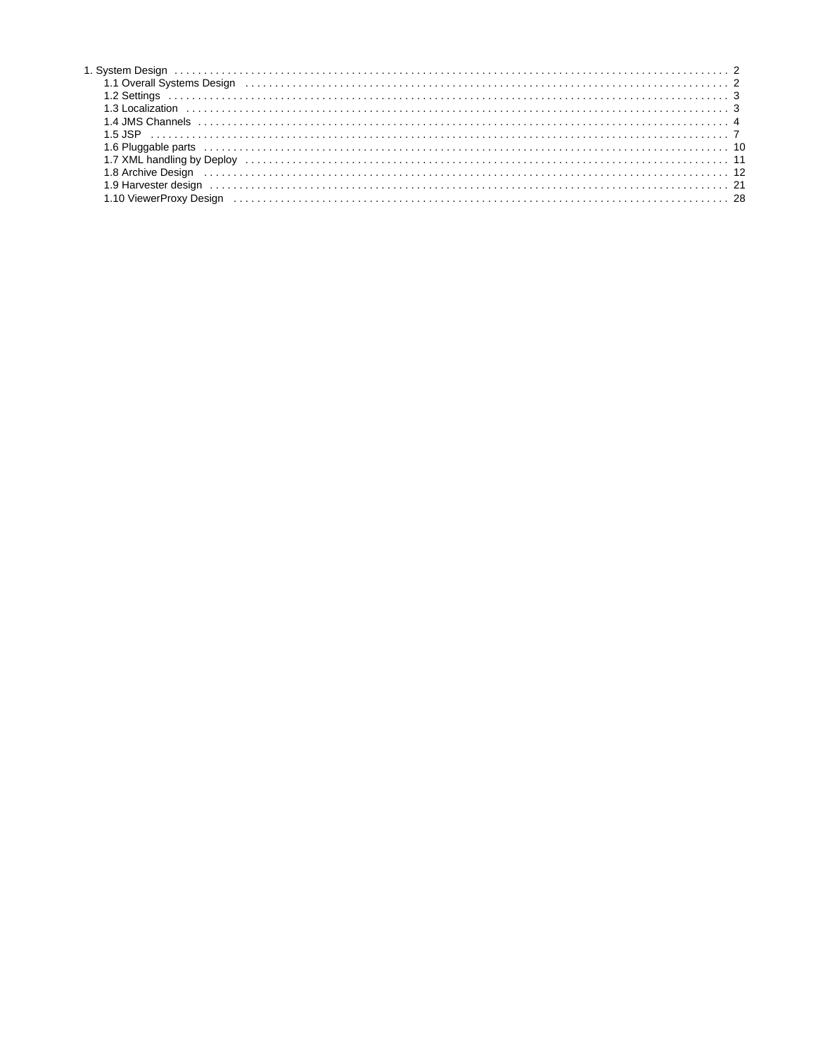- 1. System Design . . . . . . . . . . . . . . . . . . . . . . . . . . . . . . . . . . . . . . . . . . . . . . . . . . . . . . . . . . . . . . . . . . . . . . . . . . . . . . 2
  - 1.1 Overall Systems Design . . . . . . . . . . . . . . . . . . . . . . . . . . . . . . . . . . . . . . . . . . . . . . . . . . . . . . . . . . . . . . . . . 2
  - 1.2 Settings . . . . . . . . . . . . . . . . . . . . . . . . . . . . . . . . . . . . . . . . . . . . . . . . . . . . . . . . . . . . . . . . . . . . . . . . . . 3
  - 1.3 Localization . . . . . . . . . . . . . . . . . . . . . . . . . . . . . . . . . . . . . . . . . . . . . . . . . . . . . . . . . . . . . . . . . . . . . . . 3
  - 1.4 JMS Channels . . . . . . . . . . . . . . . . . . . . . . . . . . . . . . . . . . . . . . . . . . . . . . . . . . . . . . . . . . . . . . . . . . . . . . 4
  - 1.5 JSP . . . . . . . . . . . . . . . . . . . . . . . . . . . . . . . . . . . . . . . . . . . . . . . . . . . . . . . . . . . . . . . . . . . . . . . . . . . . 7
  - 1.6 Pluggable parts . . . . . . . . . . . . . . . . . . . . . . . . . . . . . . . . . . . . . . . . . . . . . . . . . . . . . . . . . . . . . . . . . . . . 10
  - 1.7 XML handling by Deploy . . . . . . . . . . . . . . . . . . . . . . . . . . . . . . . . . . . . . . . . . . . . . . . . . . . . . . . . . . . . . . 11
  - 1.8 Archive Design . . . . . . . . . . . . . . . . . . . . . . . . . . . . . . . . . . . . . . . . . . . . . . . . . . . . . . . . . . . . . . . . . . . . 12
  - 1.9 Harvester design . . . . . . . . . . . . . . . . . . . . . . . . . . . . . . . . . . . . . . . . . . . . . . . . . . . . . . . . . . . . . . . . . . . 21
  - 1.10 ViewerProxy Design . . . . . . . . . . . . . . . . . . . . . . . . . . . . . . . . . . . . . . . . . . . . . . . . . . . . . . . . . . . . . . . . 28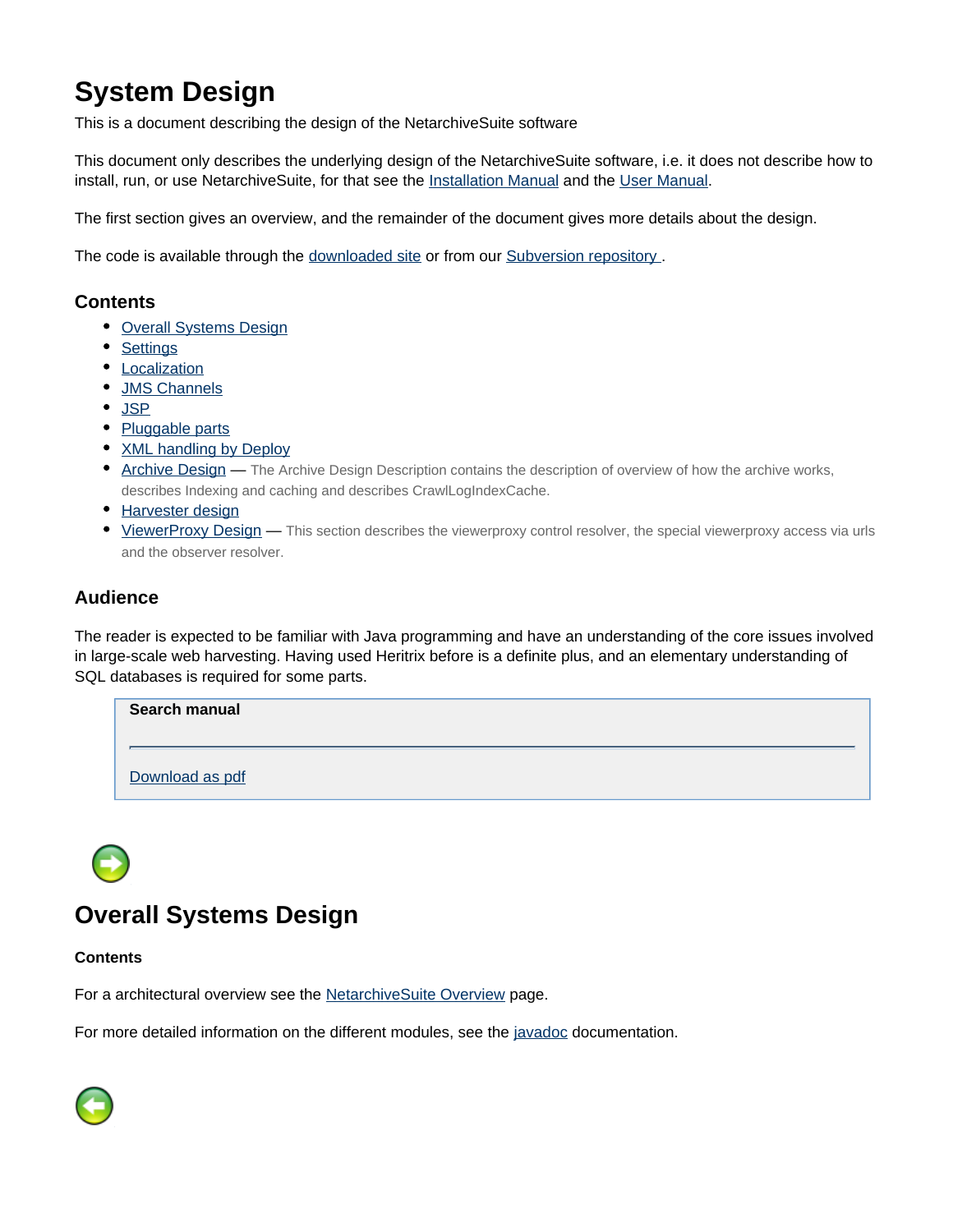# System Design

This is a document describing the design of the NetarchiveSuite software

This document only describes the underlying design of the NetarchiveSuite software, i.e. it does not describe how to install, run, or use NetarchiveSuite, for that see the Installation Manual and the User Manual.

The first section gives an overview, and the remainder of the document gives more details about the design.

The code is available through the downloaded site or from our Subversion repository .

## Contents

- Overall Systems Design
- Settings
- Localization
- JMS Channels
- JSP
- Pluggable parts
- XML handling by Deploy
- Archive Design — The Archive Design Description contains the description of overview of how the archive works, describes Indexing and caching and describes CrawlLogIndexCache.
- Harvester design
- ViewerProxy Design — This section describes the viewerproxy control resolver, the special viewerproxy access via urls and the observer resolver.

## Audience

The reader is expected to be familiar with Java programming and have an understanding of the core issues involved in large-scale web harvesting. Having used Heritrix before is a definite plus, and an elementary understanding of SQL databases is required for some parts.

**Search manual**

Download as pdf

# Overall Systems Design

**Contents**

For a architectural overview see the NetarchiveSuite Overview page.

For more detailed information on the different modules, see the javadoc documentation.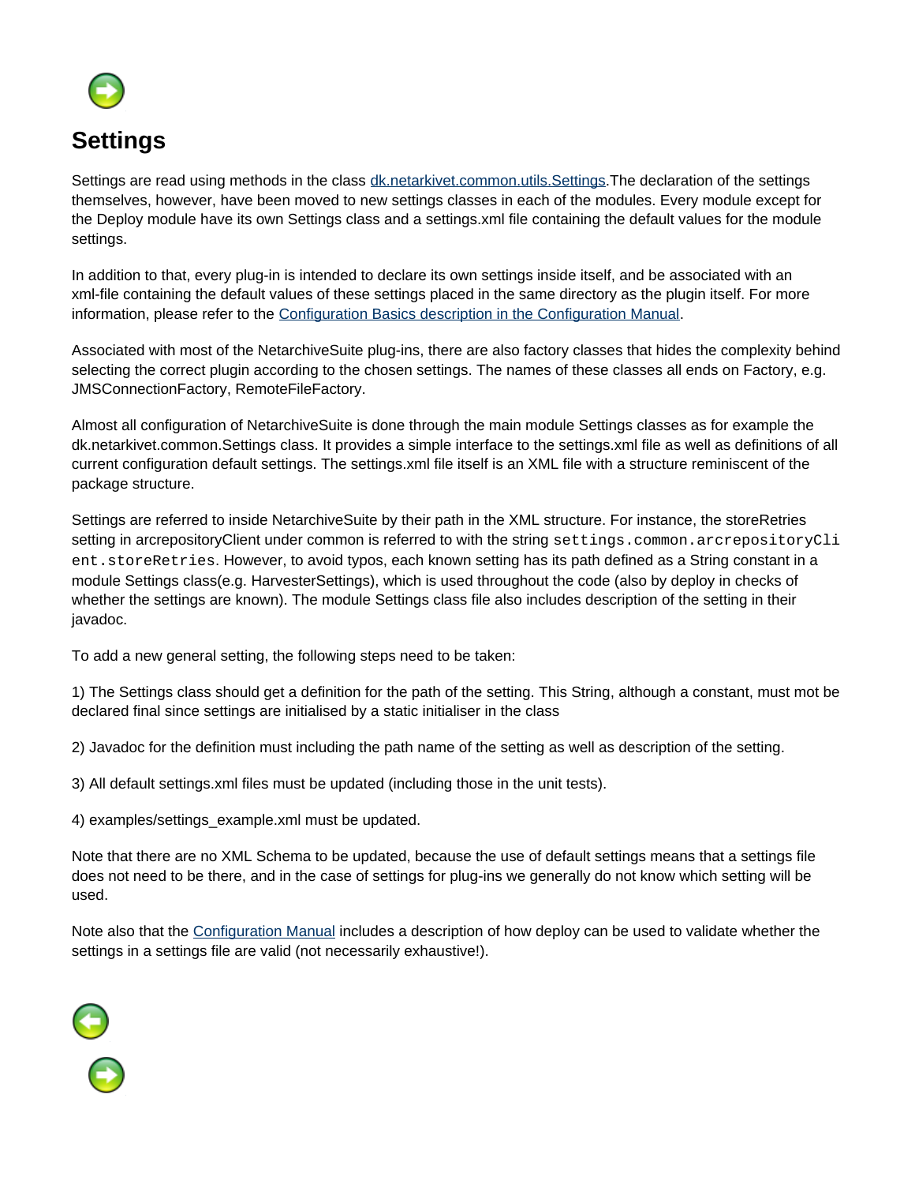# Settings

Settings are read using methods in the class dk.netarkivet.common.utils.Settings.The declaration of the settings themselves, however, have been moved to new settings classes in each of the modules. Every module except for the Deploy module have its own Settings class and a settings.xml file containing the default values for the module settings.

In addition to that, every plug-in is intended to declare its own settings inside itself, and be associated with an xml-file containing the default values of these settings placed in the same directory as the plugin itself. For more information, please refer to the Configuration Basics description in the Configuration Manual.

Associated with most of the NetarchiveSuite plug-ins, there are also factory classes that hides the complexity behind selecting the correct plugin according to the chosen settings. The names of these classes all ends on Factory, e.g. JMSConnectionFactory, RemoteFileFactory.

Almost all configuration of NetarchiveSuite is done through the main module Settings classes as for example the dk.netarkivet.common.Settings class. It provides a simple interface to the settings.xml file as well as definitions of all current configuration default settings. The settings.xml file itself is an XML file with a structure reminiscent of the package structure.

Settings are referred to inside NetarchiveSuite by their path in the XML structure. For instance, the storeRetries setting in arcrepositoryClient under common is referred to with the string `settings.common.arcrepositoryClient.storeRetries`. However, to avoid typos, each known setting has its path defined as a String constant in a module Settings class(e.g. HarvesterSettings), which is used throughout the code (also by deploy in checks of whether the settings are known). The module Settings class file also includes description of the setting in their javadoc.

To add a new general setting, the following steps need to be taken:

1) The Settings class should get a definition for the path of the setting. This String, although a constant, must mot be declared final since settings are initialised by a static initialiser in the class

2) Javadoc for the definition must including the path name of the setting as well as description of the setting.

3) All default settings.xml files must be updated (including those in the unit tests).

4) examples/settings_example.xml must be updated.

Note that there are no XML Schema to be updated, because the use of default settings means that a settings file does not need to be there, and in the case of settings for plug-ins we generally do not know which setting will be used.

Note also that the Configuration Manual includes a description of how deploy can be used to validate whether the settings in a settings file are valid (not necessarily exhaustive!).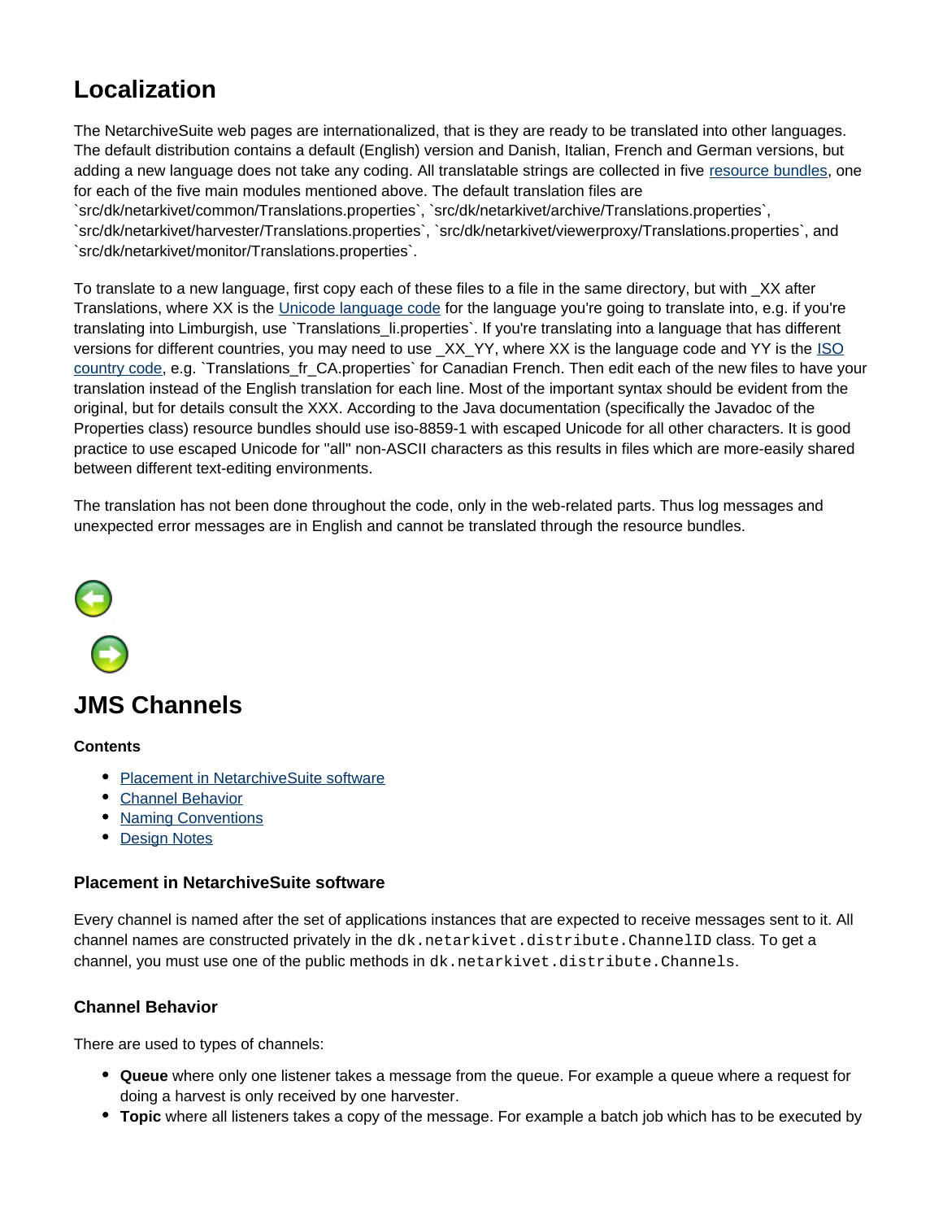# Localization

The NetarchiveSuite web pages are internationalized, that is they are ready to be translated into other languages. The default distribution contains a default (English) version and Danish, Italian, French and German versions, but adding a new language does not take any coding. All translatable strings are collected in five resource bundles, one for each of the five main modules mentioned above. The default translation files are `src/dk/netarkivet/common/Translations.properties`, `src/dk/netarkivet/archive/Translations.properties`, `src/dk/netarkivet/harvester/Translations.properties`, `src/dk/netarkivet/viewerproxy/Translations.properties`, and `src/dk/netarkivet/monitor/Translations.properties`.

To translate to a new language, first copy each of these files to a file in the same directory, but with _XX after Translations, where XX is the Unicode language code for the language you're going to translate into, e.g. if you're translating into Limburgish, use `Translations_li.properties`. If you're translating into a language that has different versions for different countries, you may need to use _XX_YY, where XX is the language code and YY is the ISO country code, e.g. `Translations_fr_CA.properties` for Canadian French. Then edit each of the new files to have your translation instead of the English translation for each line. Most of the important syntax should be evident from the original, but for details consult the XXX. According to the Java documentation (specifically the Javadoc of the Properties class) resource bundles should use iso-8859-1 with escaped Unicode for all other characters. It is good practice to use escaped Unicode for "all" non-ASCII characters as this results in files which are more-easily shared between different text-editing environments.

The translation has not been done throughout the code, only in the web-related parts. Thus log messages and unexpected error messages are in English and cannot be translated through the resource bundles.

# JMS Channels

**Contents**

- Placement in NetarchiveSuite software
- Channel Behavior
- Naming Conventions
- Design Notes

### Placement in NetarchiveSuite software

Every channel is named after the set of applications instances that are expected to receive messages sent to it. All channel names are constructed privately in the `dk.netarkivet.distribute.ChannelID` class. To get a channel, you must use one of the public methods in `dk.netarkivet.distribute.Channels`.

### Channel Behavior

There are used to types of channels:

- **Queue** where only one listener takes a message from the queue. For example a queue where a request for doing a harvest is only received by one harvester.
- **Topic** where all listeners takes a copy of the message. For example a batch job which has to be executed by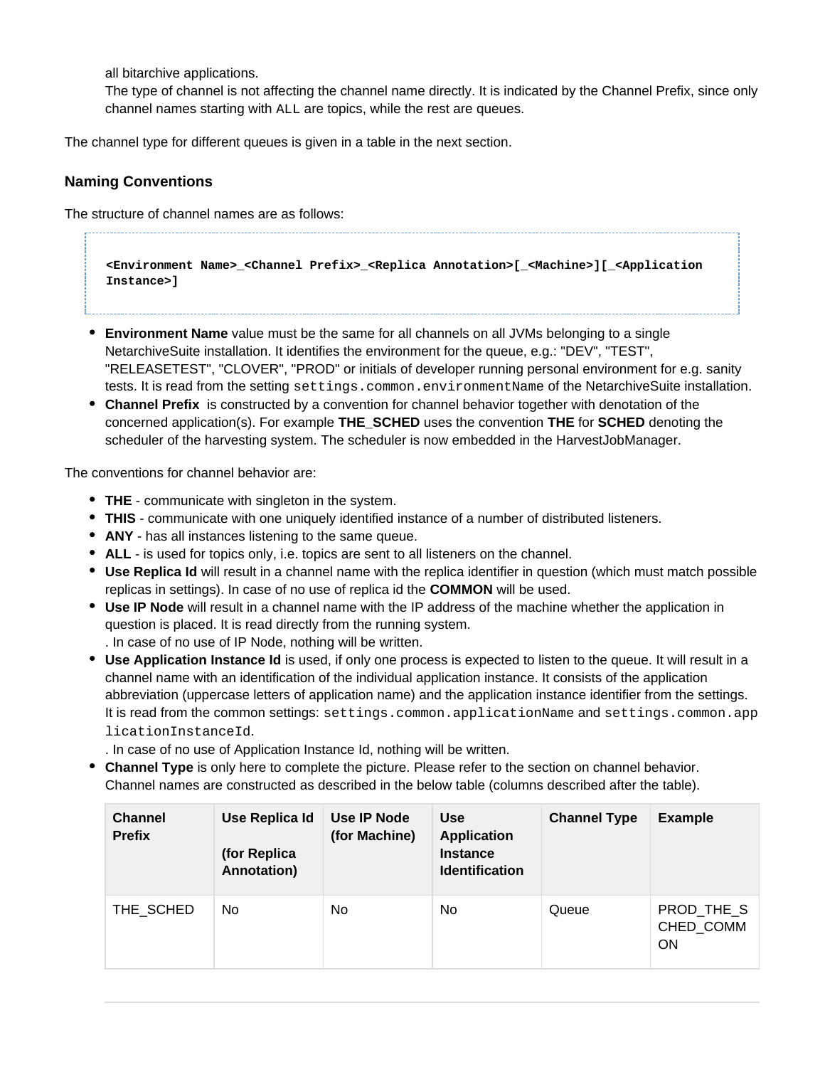all bitarchive applications.
The type of channel is not affecting the channel name directly. It is indicated by the Channel Prefix, since only channel names starting with `ALL` are topics, while the rest are queues.

The channel type for different queues is given in a table in the next section.

### Naming Conventions

The structure of channel names are as follows:

```
<Environment Name>_<Channel Prefix>_<Replica Annotation>[_<Machine>][_<Application Instance>]
```

- **Environment Name** value must be the same for all channels on all JVMs belonging to a single NetarchiveSuite installation. It identifies the environment for the queue, e.g.: "DEV", "TEST", "RELEASETEST", "CLOVER", "PROD" or initials of developer running personal environment for e.g. sanity tests. It is read from the setting `settings.common.environmentName` of the NetarchiveSuite installation.
- **Channel Prefix** is constructed by a convention for channel behavior together with denotation of the concerned application(s). For example **THE_SCHED** uses the convention **THE** for **SCHED** denoting the scheduler of the harvesting system. The scheduler is now embedded in the HarvestJobManager.

The conventions for channel behavior are:

- **THE** - communicate with singleton in the system.
- **THIS** - communicate with one uniquely identified instance of a number of distributed listeners.
- **ANY** - has all instances listening to the same queue.
- **ALL** - is used for topics only, i.e. topics are sent to all listeners on the channel.
- **Use Replica Id** will result in a channel name with the replica identifier in question (which must match possible replicas in settings). In case of no use of replica id the **COMMON** will be used.
- **Use IP Node** will result in a channel name with the IP address of the machine whether the application in question is placed. It is read directly from the running system.
  . In case of no use of IP Node, nothing will be written.
- **Use Application Instance Id** is used, if only one process is expected to listen to the queue. It will result in a channel name with an identification of the individual application instance. It consists of the application abbreviation (uppercase letters of application name) and the application instance identifier from the settings. It is read from the common settings: `settings.common.applicationName` and `settings.common.applicationInstanceId`.
  . In case of no use of Application Instance Id, nothing will be written.
- **Channel Type** is only here to complete the picture. Please refer to the section on channel behavior.
  Channel names are constructed as described in the below table (columns described after the table).

| Channel Prefix | Use Replica Id (for Replica Annotation) | Use IP Node (for Machine) | Use Application Instance Identification | Channel Type | Example |
|---|---|---|---|---|---|
| THE_SCHED | No | No | No | Queue | PROD_THE_SCHED_COMMON |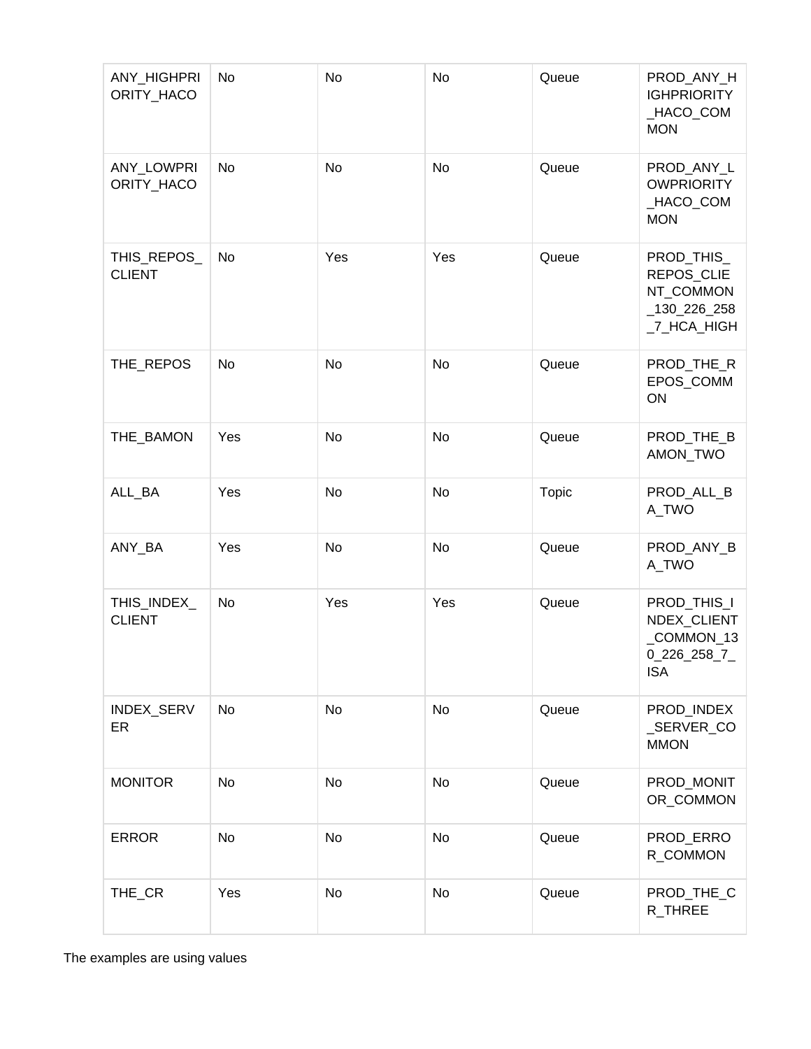| | | | | | |
|---|---|---|---|---|---|
| ANY_HIGHPRIORITY_HACO | No | No | No | Queue | PROD_ANY_HIGHPRIORITY_HACO_COMMON |
| ANY_LOWPRIORITY_HACO | No | No | No | Queue | PROD_ANY_LOWPRIORITY_HACO_COMMON |
| THIS_REPOS_CLIENT | No | Yes | Yes | Queue | PROD_THIS_REPOS_CLIENT_COMMON_130_226_258_7_HCA_HIGH |
| THE_REPOS | No | No | No | Queue | PROD_THE_REPOS_COMMON |
| THE_BAMON | Yes | No | No | Queue | PROD_THE_BAMON_TWO |
| ALL_BA | Yes | No | No | Topic | PROD_ALL_BA_TWO |
| ANY_BA | Yes | No | No | Queue | PROD_ANY_BA_TWO |
| THIS_INDEX_CLIENT | No | Yes | Yes | Queue | PROD_THIS_INDEX_CLIENT_COMMON_130_226_258_7_ISA |
| INDEX_SERVER | No | No | No | Queue | PROD_INDEX_SERVER_COMMON |
| MONITOR | No | No | No | Queue | PROD_MONITOR_COMMON |
| ERROR | No | No | No | Queue | PROD_ERROR_COMMON |
| THE_CR | Yes | No | No | Queue | PROD_THE_CR_THREE |

The examples are using values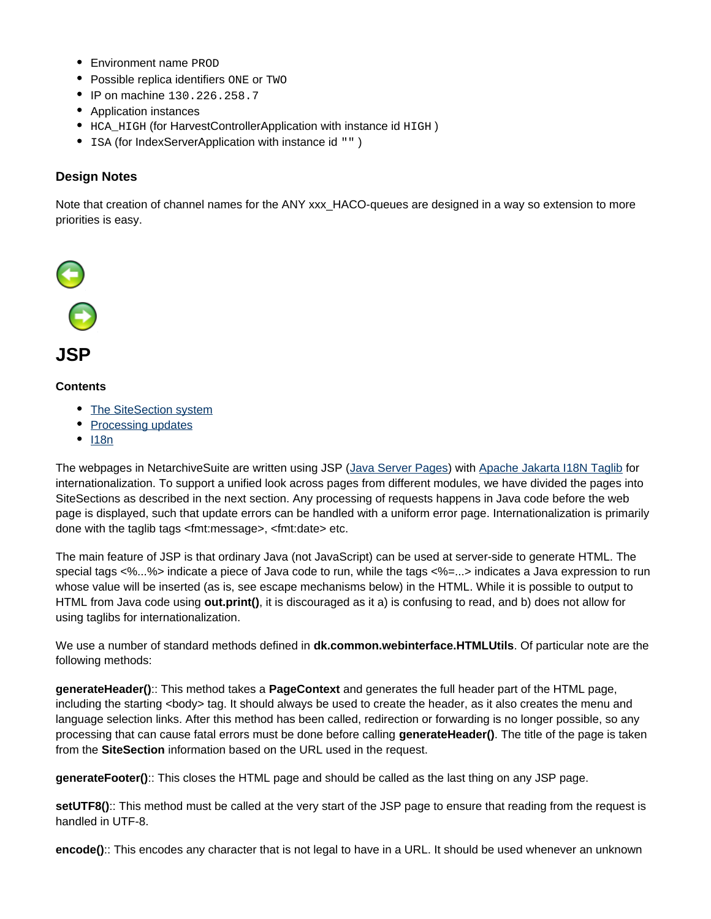- Environment name `PROD`
- Possible replica identifiers `ONE` or `TWO`
- IP on machine `130.226.258.7`
- Application instances
- `HCA_HIGH` (for HarvestControllerApplication with instance id `HIGH` )
- `ISA` (for IndexServerApplication with instance id `""` )

### Design Notes

Note that creation of channel names for the ANY xxx_HACO-queues are designed in a way so extension to more priorities is easy.

# JSP

### Contents

- The SiteSection system
- Processing updates
- I18n

The webpages in NetarchiveSuite are written using JSP (Java Server Pages) with Apache Jakarta I18N Taglib for internationalization. To support a unified look across pages from different modules, we have divided the pages into SiteSections as described in the next section. Any processing of requests happens in Java code before the web page is displayed, such that update errors can be handled with a uniform error page. Internationalization is primarily done with the taglib tags <fmt:message>, <fmt:date> etc.

The main feature of JSP is that ordinary Java (not JavaScript) can be used at server-side to generate HTML. The special tags <%...%> indicate a piece of Java code to run, while the tags <%=...> indicates a Java expression to run whose value will be inserted (as is, see escape mechanisms below) in the HTML. While it is possible to output to HTML from Java code using **out.print()**, it is discouraged as it a) is confusing to read, and b) does not allow for using taglibs for internationalization.

We use a number of standard methods defined in **dk.common.webinterface.HTMLUtils**. Of particular note are the following methods:

**generateHeader()**:: This method takes a **PageContext** and generates the full header part of the HTML page, including the starting <body> tag. It should always be used to create the header, as it also creates the menu and language selection links. After this method has been called, redirection or forwarding is no longer possible, so any processing that can cause fatal errors must be done before calling **generateHeader()**. The title of the page is taken from the **SiteSection** information based on the URL used in the request.

**generateFooter()**:: This closes the HTML page and should be called as the last thing on any JSP page.

**setUTF8()**:: This method must be called at the very start of the JSP page to ensure that reading from the request is handled in UTF-8.

**encode()**:: This encodes any character that is not legal to have in a URL. It should be used whenever an unknown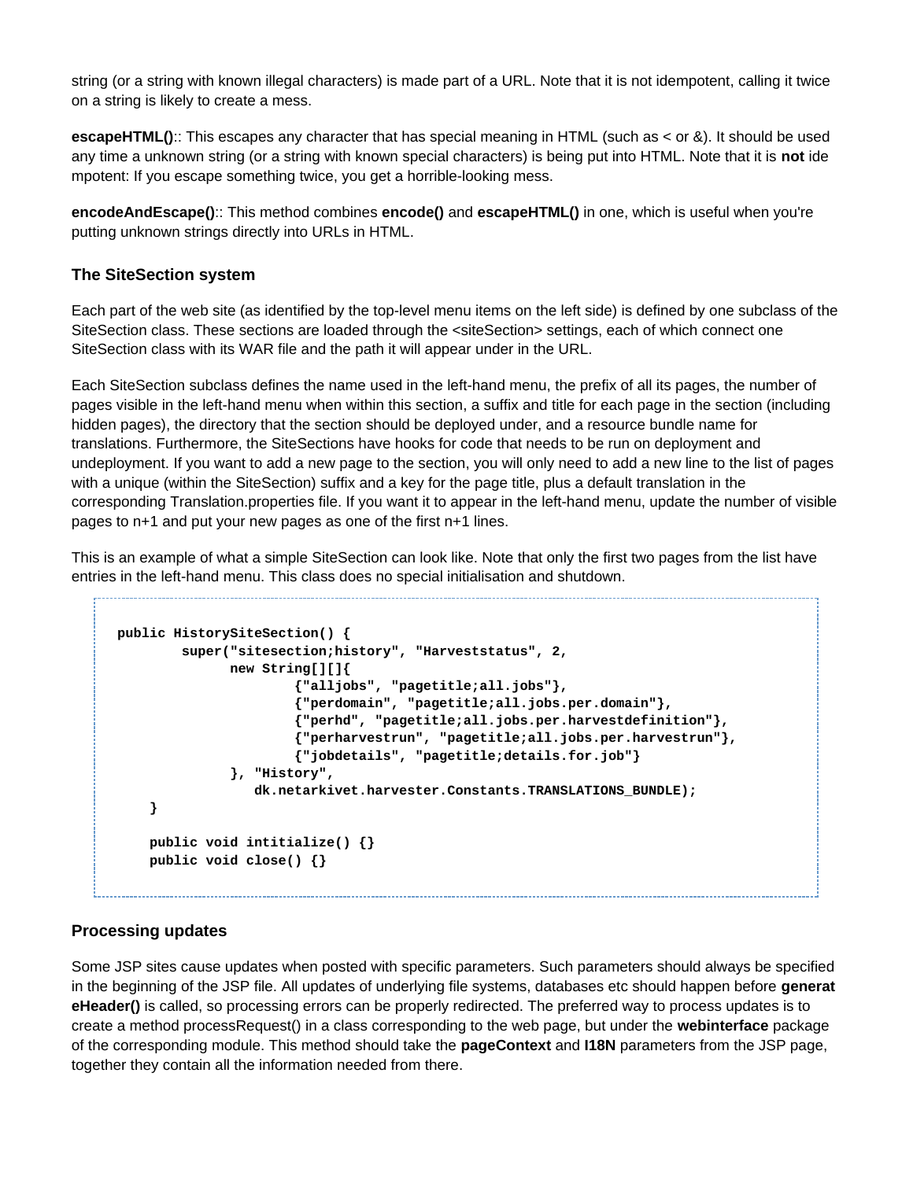string (or a string with known illegal characters) is made part of a URL. Note that it is not idempotent, calling it twice on a string is likely to create a mess.

**escapeHTML()**:: This escapes any character that has special meaning in HTML (such as < or &). It should be used any time a unknown string (or a string with known special characters) is being put into HTML. Note that it is **not** idempotent: If you escape something twice, you get a horrible-looking mess.

**encodeAndEscape()**:: This method combines **encode()** and **escapeHTML()** in one, which is useful when you're putting unknown strings directly into URLs in HTML.

### The SiteSection system

Each part of the web site (as identified by the top-level menu items on the left side) is defined by one subclass of the SiteSection class. These sections are loaded through the <siteSection> settings, each of which connect one SiteSection class with its WAR file and the path it will appear under in the URL.

Each SiteSection subclass defines the name used in the left-hand menu, the prefix of all its pages, the number of pages visible in the left-hand menu when within this section, a suffix and title for each page in the section (including hidden pages), the directory that the section should be deployed under, and a resource bundle name for translations. Furthermore, the SiteSections have hooks for code that needs to be run on deployment and undeployment. If you want to add a new page to the section, you will only need to add a new line to the list of pages with a unique (within the SiteSection) suffix and a key for the page title, plus a default translation in the corresponding Translation.properties file. If you want it to appear in the left-hand menu, update the number of visible pages to n+1 and put your new pages as one of the first n+1 lines.

This is an example of what a simple SiteSection can look like. Note that only the first two pages from the list have entries in the left-hand menu. This class does no special initialisation and shutdown.

```
public HistorySiteSection() {
        super("sitesection;history", "Harveststatus", 2,
              new String[][]{
                      {"alljobs", "pagetitle;all.jobs"},
                      {"perdomain", "pagetitle;all.jobs.per.domain"},
                      {"perhd", "pagetitle;all.jobs.per.harvestdefinition"},
                      {"perharvestrun", "pagetitle;all.jobs.per.harvestrun"},
                      {"jobdetails", "pagetitle;details.for.job"}
              }, "History",
                 dk.netarkivet.harvester.Constants.TRANSLATIONS_BUNDLE);
    }

    public void intitialize() {}
    public void close() {}
```

### Processing updates

Some JSP sites cause updates when posted with specific parameters. Such parameters should always be specified in the beginning of the JSP file. All updates of underlying file systems, databases etc should happen before **generateHeader()** is called, so processing errors can be properly redirected. The preferred way to process updates is to create a method processRequest() in a class corresponding to the web page, but under the **webinterface** package of the corresponding module. This method should take the **pageContext** and **I18N** parameters from the JSP page, together they contain all the information needed from there.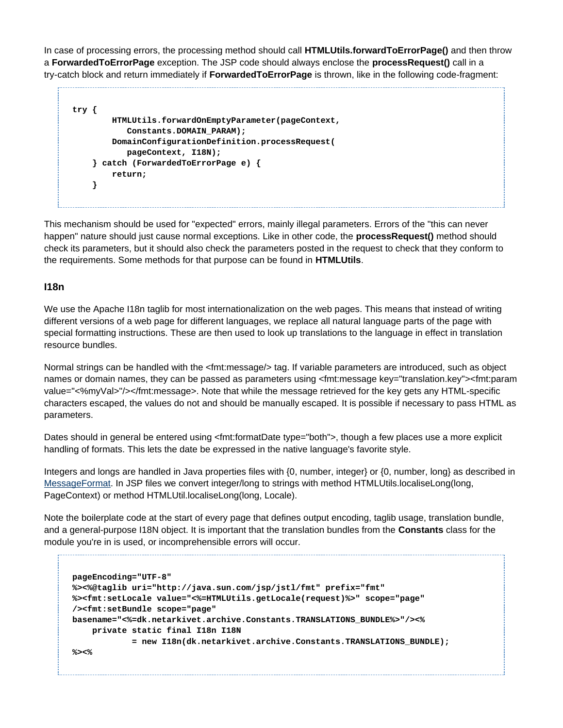In case of processing errors, the processing method should call **HTMLUtils.forwardToErrorPage()** and then throw a **ForwardedToErrorPage** exception. The JSP code should always enclose the **processRequest()** call in a try-catch block and return immediately if **ForwardedToErrorPage** is thrown, like in the following code-fragment:

```
try {
        HTMLUtils.forwardOnEmptyParameter(pageContext,
           Constants.DOMAIN_PARAM);
        DomainConfigurationDefinition.processRequest(
           pageContext, I18N);
    } catch (ForwardedToErrorPage e) {
        return;
    }
```

This mechanism should be used for "expected" errors, mainly illegal parameters. Errors of the "this can never happen" nature should just cause normal exceptions. Like in other code, the **processRequest()** method should check its parameters, but it should also check the parameters posted in the request to check that they conform to the requirements. Some methods for that purpose can be found in **HTMLUtils**.

### I18n

We use the Apache I18n taglib for most internationalization on the web pages. This means that instead of writing different versions of a web page for different languages, we replace all natural language parts of the page with special formatting instructions. These are then used to look up translations to the language in effect in translation resource bundles.

Normal strings can be handled with the <fmt:message/> tag. If variable parameters are introduced, such as object names or domain names, they can be passed as parameters using <fmt:message key="translation.key"><fmt:param value="<%myVal>"/></fmt:message>. Note that while the message retrieved for the key gets any HTML-specific characters escaped, the values do not and should be manually escaped. It is possible if necessary to pass HTML as parameters.

Dates should in general be entered using <fmt:formatDate type="both">, though a few places use a more explicit handling of formats. This lets the date be expressed in the native language's favorite style.

Integers and longs are handled in Java properties files with {0, number, integer} or {0, number, long} as described in MessageFormat. In JSP files we convert integer/long to strings with method HTMLUtils.localiseLong(long, PageContext) or method HTMLUtil.localiseLong(long, Locale).

Note the boilerplate code at the start of every page that defines output encoding, taglib usage, translation bundle, and a general-purpose I18N object. It is important that the translation bundles from the **Constants** class for the module you're in is used, or incomprehensible errors will occur.

```
pageEncoding="UTF-8"
%><%@taglib uri="http://java.sun.com/jsp/jstl/fmt" prefix="fmt"
%><fmt:setLocale value="<%=HTMLUtils.getLocale(request)%>" scope="page"
/><fmt:setBundle scope="page"
basename="<%=dk.netarkivet.archive.Constants.TRANSLATIONS_BUNDLE%>"/><%
    private static final I18n I18N
            = new I18n(dk.netarkivet.archive.Constants.TRANSLATIONS_BUNDLE);
%><%
```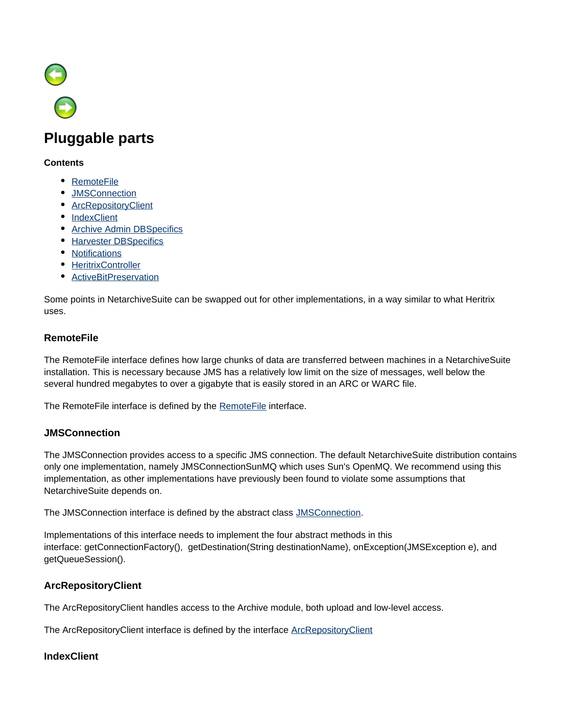# Pluggable parts

**Contents**

- RemoteFile
- JMSConnection
- ArcRepositoryClient
- IndexClient
- Archive Admin DBSpecifics
- Harvester DBSpecifics
- Notifications
- HeritrixController
- ActiveBitPreservation

Some points in NetarchiveSuite can be swapped out for other implementations, in a way similar to what Heritrix uses.

### RemoteFile

The RemoteFile interface defines how large chunks of data are transferred between machines in a NetarchiveSuite installation. This is necessary because JMS has a relatively low limit on the size of messages, well below the several hundred megabytes to over a gigabyte that is easily stored in an ARC or WARC file.

The RemoteFile interface is defined by the RemoteFile interface.

### JMSConnection

The JMSConnection provides access to a specific JMS connection. The default NetarchiveSuite distribution contains only one implementation, namely JMSConnectionSunMQ which uses Sun's OpenMQ. We recommend using this implementation, as other implementations have previously been found to violate some assumptions that NetarchiveSuite depends on.

The JMSConnection interface is defined by the abstract class JMSConnection.

Implementations of this interface needs to implement the four abstract methods in this interface: getConnectionFactory(), getDestination(String destinationName), onException(JMSException e), and getQueueSession().

### ArcRepositoryClient

The ArcRepositoryClient handles access to the Archive module, both upload and low-level access.

The ArcRepositoryClient interface is defined by the interface ArcRepositoryClient

### IndexClient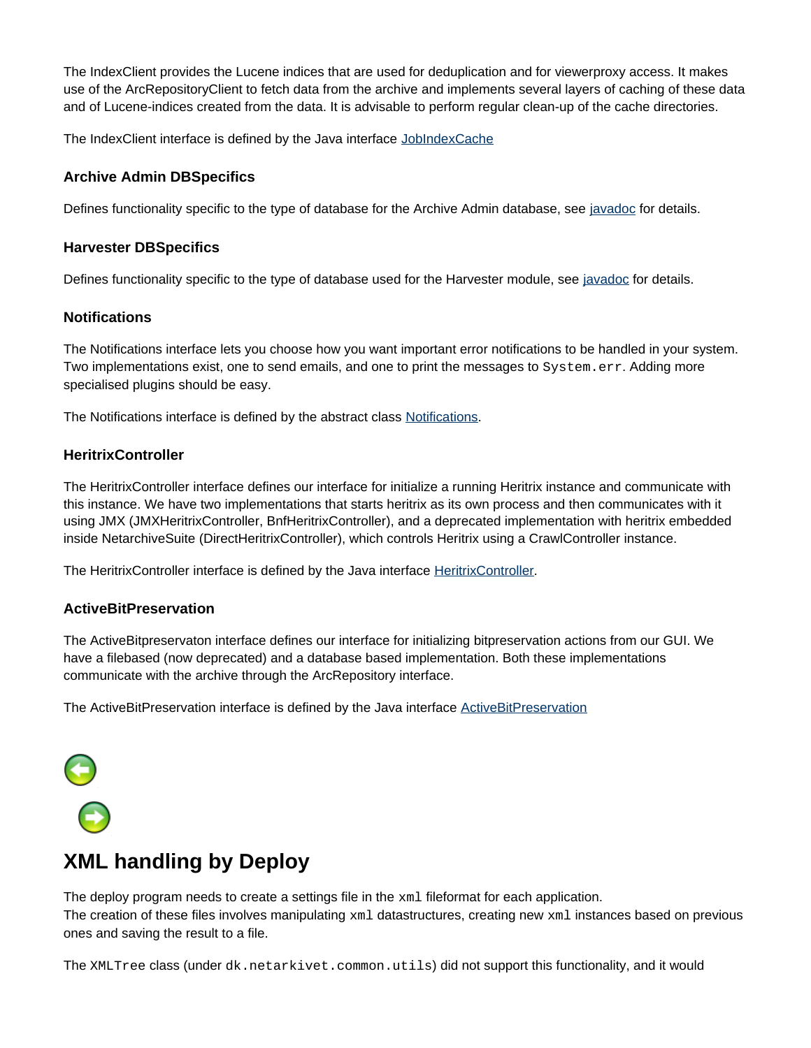The IndexClient provides the Lucene indices that are used for deduplication and for viewerproxy access. It makes use of the ArcRepositoryClient to fetch data from the archive and implements several layers of caching of these data and of Lucene-indices created from the data. It is advisable to perform regular clean-up of the cache directories.

The IndexClient interface is defined by the Java interface JobIndexCache

### Archive Admin DBSpecifics

Defines functionality specific to the type of database for the Archive Admin database, see javadoc for details.

### Harvester DBSpecifics

Defines functionality specific to the type of database used for the Harvester module, see javadoc for details.

### Notifications

The Notifications interface lets you choose how you want important error notifications to be handled in your system. Two implementations exist, one to send emails, and one to print the messages to `System.err`. Adding more specialised plugins should be easy.

The Notifications interface is defined by the abstract class Notifications.

### HeritrixController

The HeritrixController interface defines our interface for initialize a running Heritrix instance and communicate with this instance. We have two implementations that starts heritrix as its own process and then communicates with it using JMX (JMXHeritrixController, BnfHeritrixController), and a deprecated implementation with heritrix embedded inside NetarchiveSuite (DirectHeritrixController), which controls Heritrix using a CrawlController instance.

The HeritrixController interface is defined by the Java interface HeritrixController.

### ActiveBitPreservation

The ActiveBitpreservaton interface defines our interface for initializing bitpreservation actions from our GUI. We have a filebased (now deprecated) and a database based implementation. Both these implementations communicate with the archive through the ArcRepository interface.

The ActiveBitPreservation interface is defined by the Java interface ActiveBitPreservation

## XML handling by Deploy

The deploy program needs to create a settings file in the `xml` fileformat for each application.
The creation of these files involves manipulating `xml` datastructures, creating new `xml` instances based on previous ones and saving the result to a file.

The `XMLTree` class (under `dk.netarkivet.common.utils`) did not support this functionality, and it would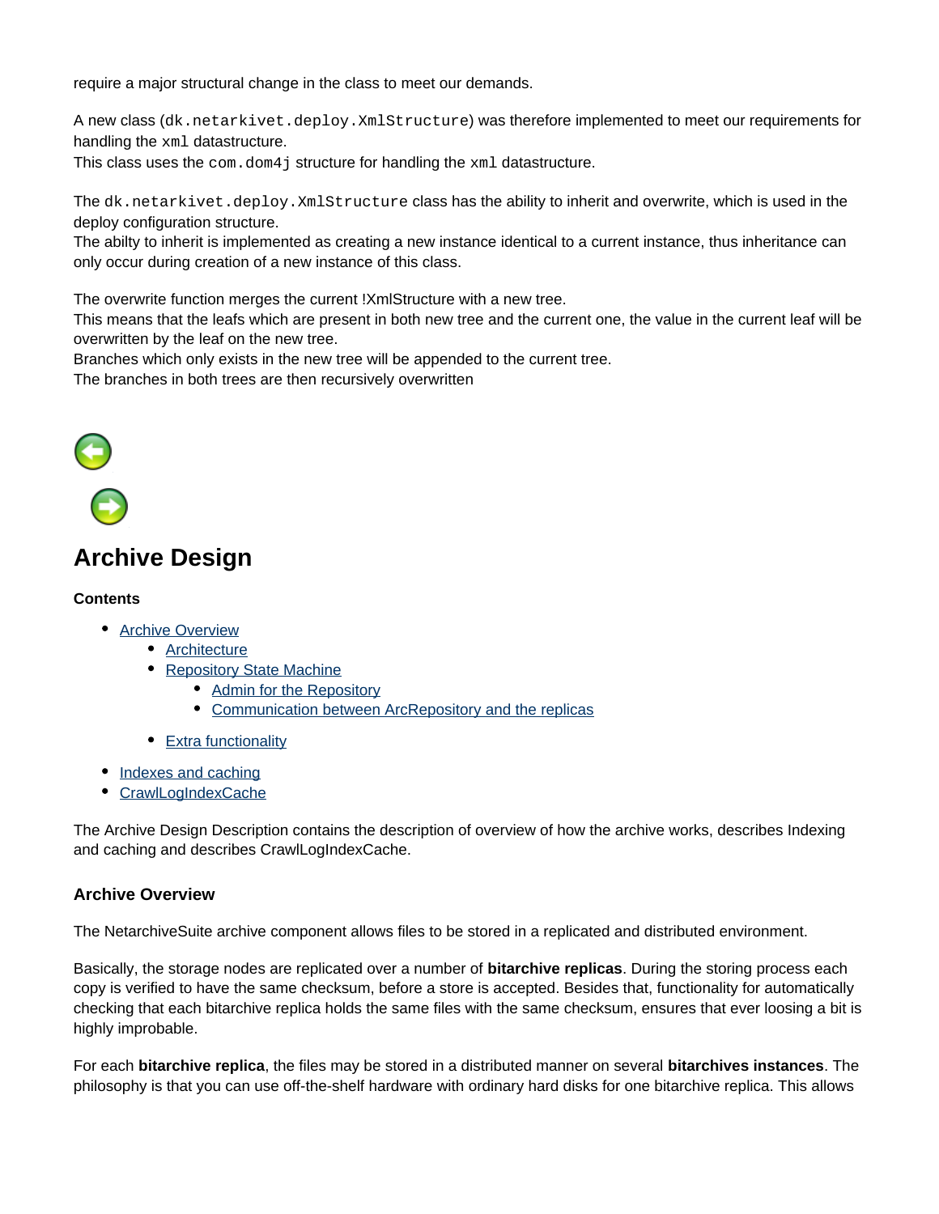require a major structural change in the class to meet our demands.

A new class (`dk.netarkivet.deploy.XmlStructure`) was therefore implemented to meet our requirements for handling the `xml` datastructure.
This class uses the `com.dom4j` structure for handling the `xml` datastructure.

The `dk.netarkivet.deploy.XmlStructure` class has the ability to inherit and overwrite, which is used in the deploy configuration structure.
The abilty to inherit is implemented as creating a new instance identical to a current instance, thus inheritance can only occur during creation of a new instance of this class.

The overwrite function merges the current !XmlStructure with a new tree.
This means that the leafs which are present in both new tree and the current one, the value in the current leaf will be overwritten by the leaf on the new tree.
Branches which only exists in the new tree will be appended to the current tree.
The branches in both trees are then recursively overwritten

# Archive Design

**Contents**

- Archive Overview
  - Architecture
  - Repository State Machine
    - Admin for the Repository
    - Communication between ArcRepository and the replicas
  - Extra functionality
- Indexes and caching
- CrawlLogIndexCache

The Archive Design Description contains the description of overview of how the archive works, describes Indexing and caching and describes CrawlLogIndexCache.

### Archive Overview

The NetarchiveSuite archive component allows files to be stored in a replicated and distributed environment.

Basically, the storage nodes are replicated over a number of **bitarchive replicas**. During the storing process each copy is verified to have the same checksum, before a store is accepted. Besides that, functionality for automatically checking that each bitarchive replica holds the same files with the same checksum, ensures that ever loosing a bit is highly improbable.

For each **bitarchive replica**, the files may be stored in a distributed manner on several **bitarchives instances**. The philosophy is that you can use off-the-shelf hardware with ordinary hard disks for one bitarchive replica. This allows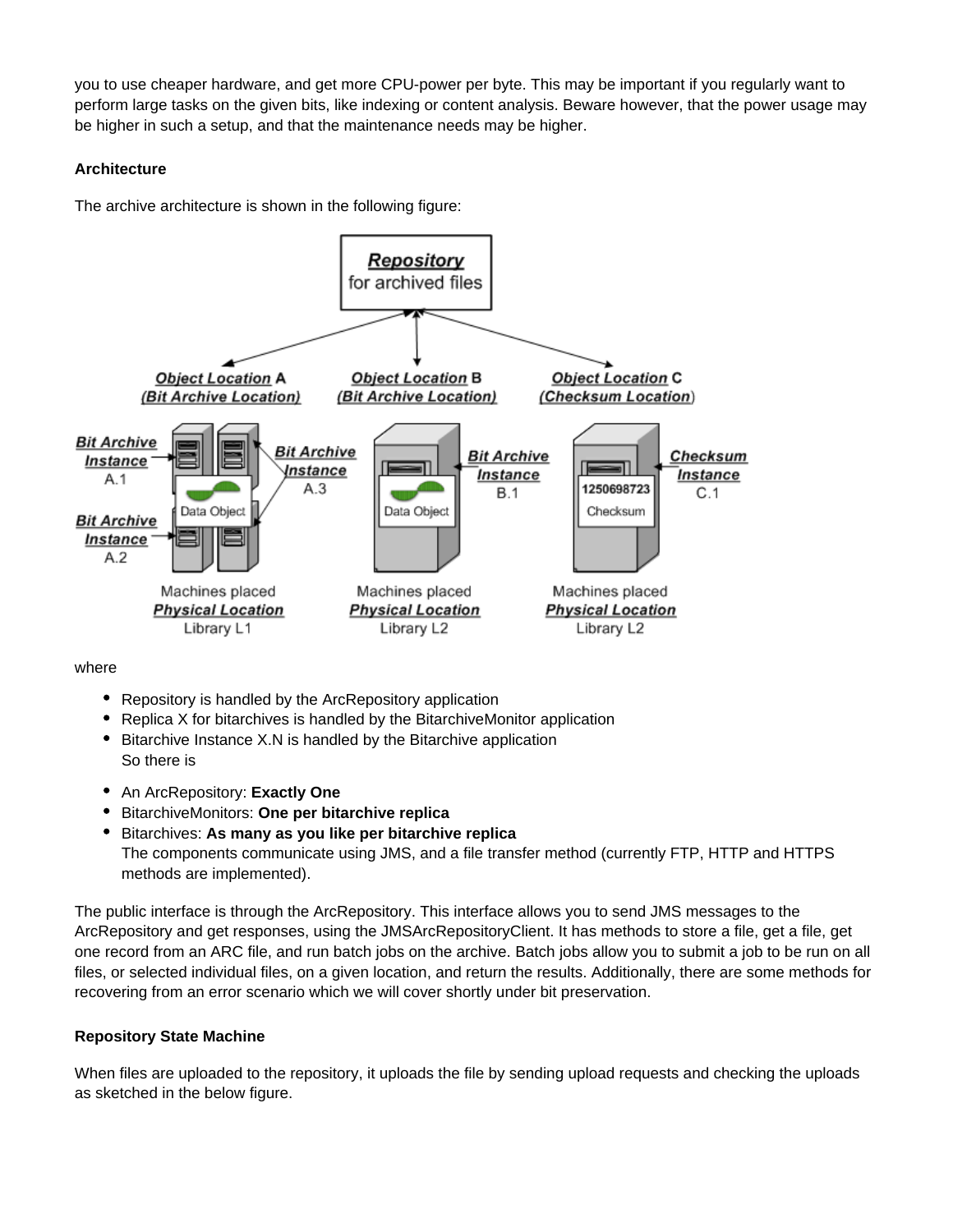you to use cheaper hardware, and get more CPU-power per byte. This may be important if you regularly want to perform large tasks on the given bits, like indexing or content analysis. Beware however, that the power usage may be higher in such a setup, and that the maintenance needs may be higher.

**Architecture**

The archive architecture is shown in the following figure:

where

- Repository is handled by the ArcRepository application
- Replica X for bitarchives is handled by the BitarchiveMonitor application
- Bitarchive Instance X.N is handled by the Bitarchive application
  So there is

- An ArcRepository: **Exactly One**
- BitarchiveMonitors: **One per bitarchive replica**
- Bitarchives: **As many as you like per bitarchive replica**
  The components communicate using JMS, and a file transfer method (currently FTP, HTTP and HTTPS methods are implemented).

The public interface is through the ArcRepository. This interface allows you to send JMS messages to the ArcRepository and get responses, using the JMSArcRepositoryClient. It has methods to store a file, get a file, get one record from an ARC file, and run batch jobs on the archive. Batch jobs allow you to submit a job to be run on all files, or selected individual files, on a given location, and return the results. Additionally, there are some methods for recovering from an error scenario which we will cover shortly under bit preservation.

**Repository State Machine**

When files are uploaded to the repository, it uploads the file by sending upload requests and checking the uploads as sketched in the below figure.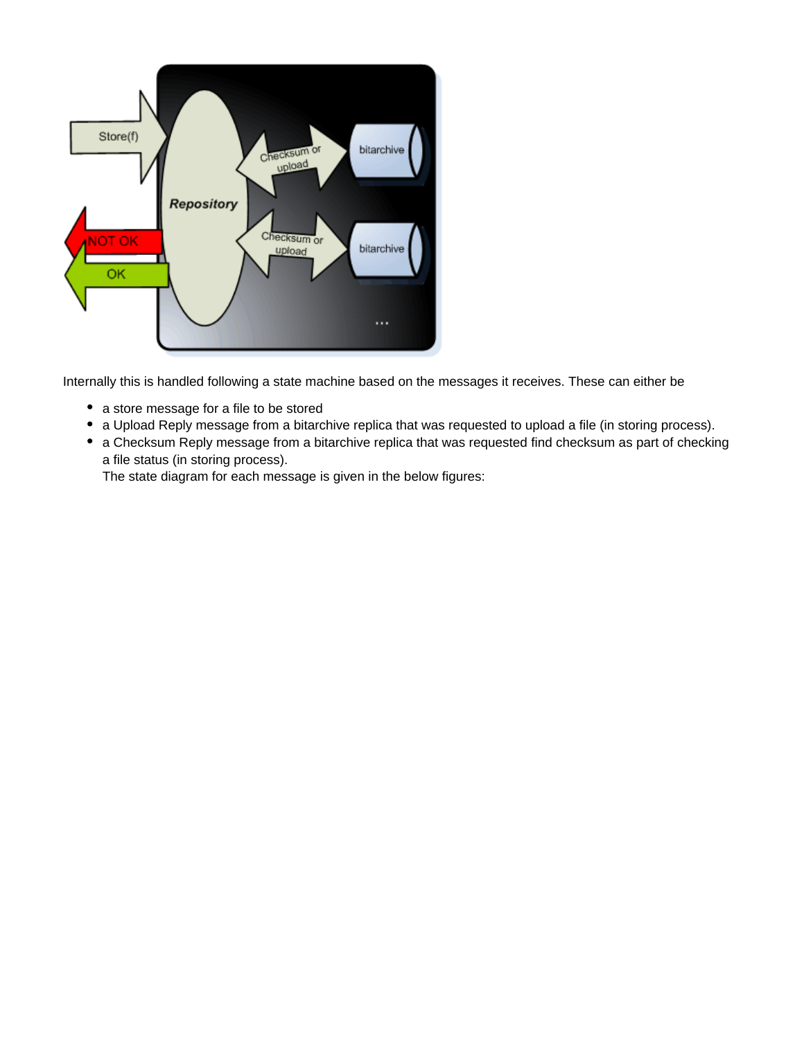Internally this is handled following a state machine based on the messages it receives. These can either be

- a store message for a file to be stored
- a Upload Reply message from a bitarchive replica that was requested to upload a file (in storing process).
- a Checksum Reply message from a bitarchive replica that was requested find checksum as part of checking a file status (in storing process).
  The state diagram for each message is given in the below figures: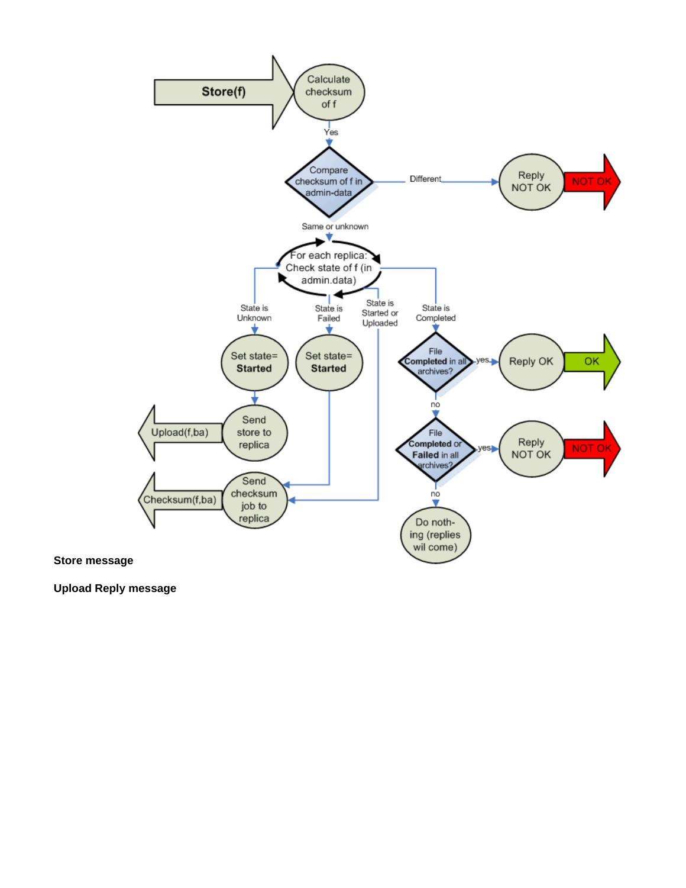**Store message**

**Upload Reply message**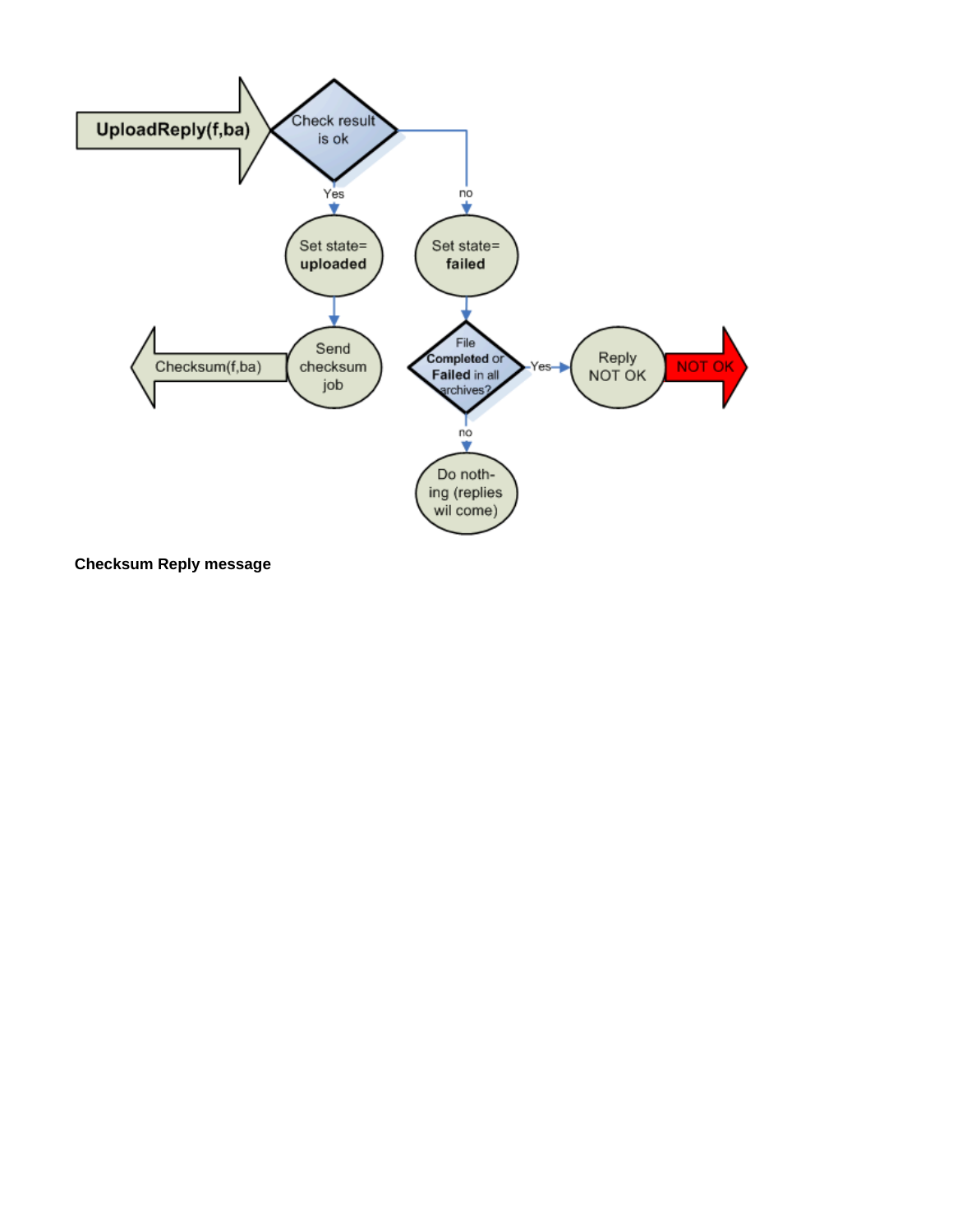**Checksum Reply message**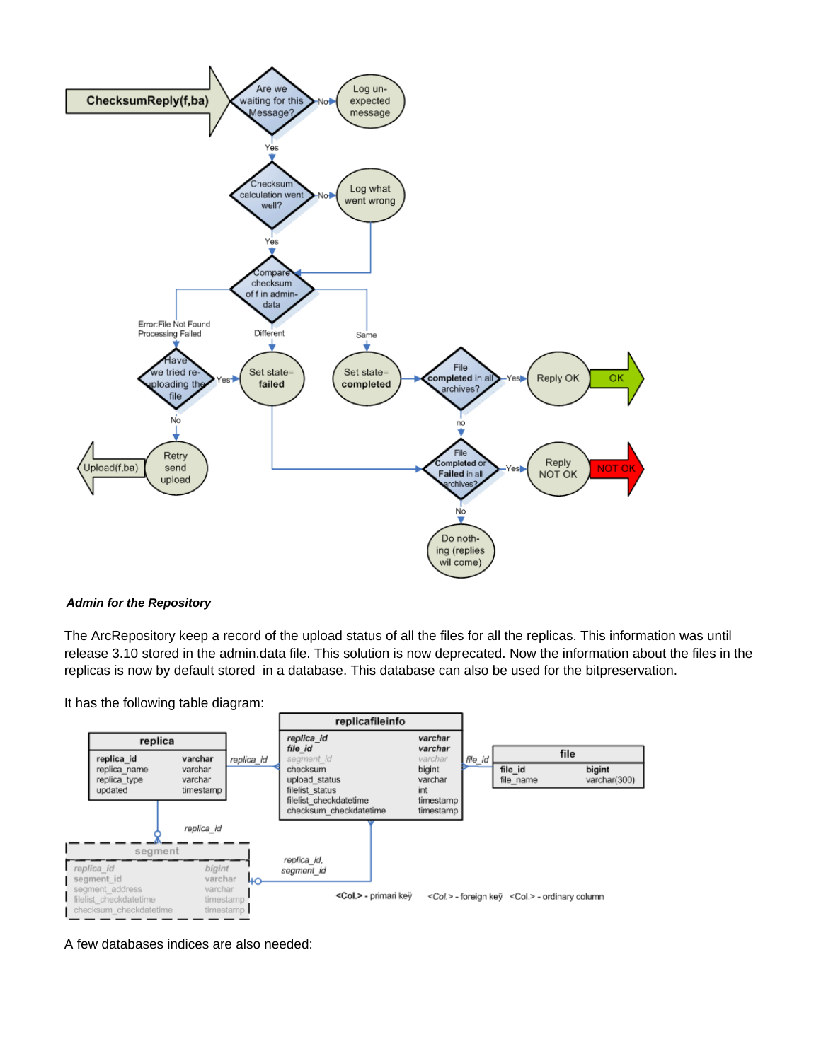***Admin for the Repository***

The ArcRepository keep a record of the upload status of all the files for all the replicas. This information was until release 3.10 stored in the admin.data file. This solution is now deprecated. Now the information about the files in the replicas is now by default stored in a database. This database can also be used for the bitpreservation.

It has the following table diagram:

A few databases indices are also needed: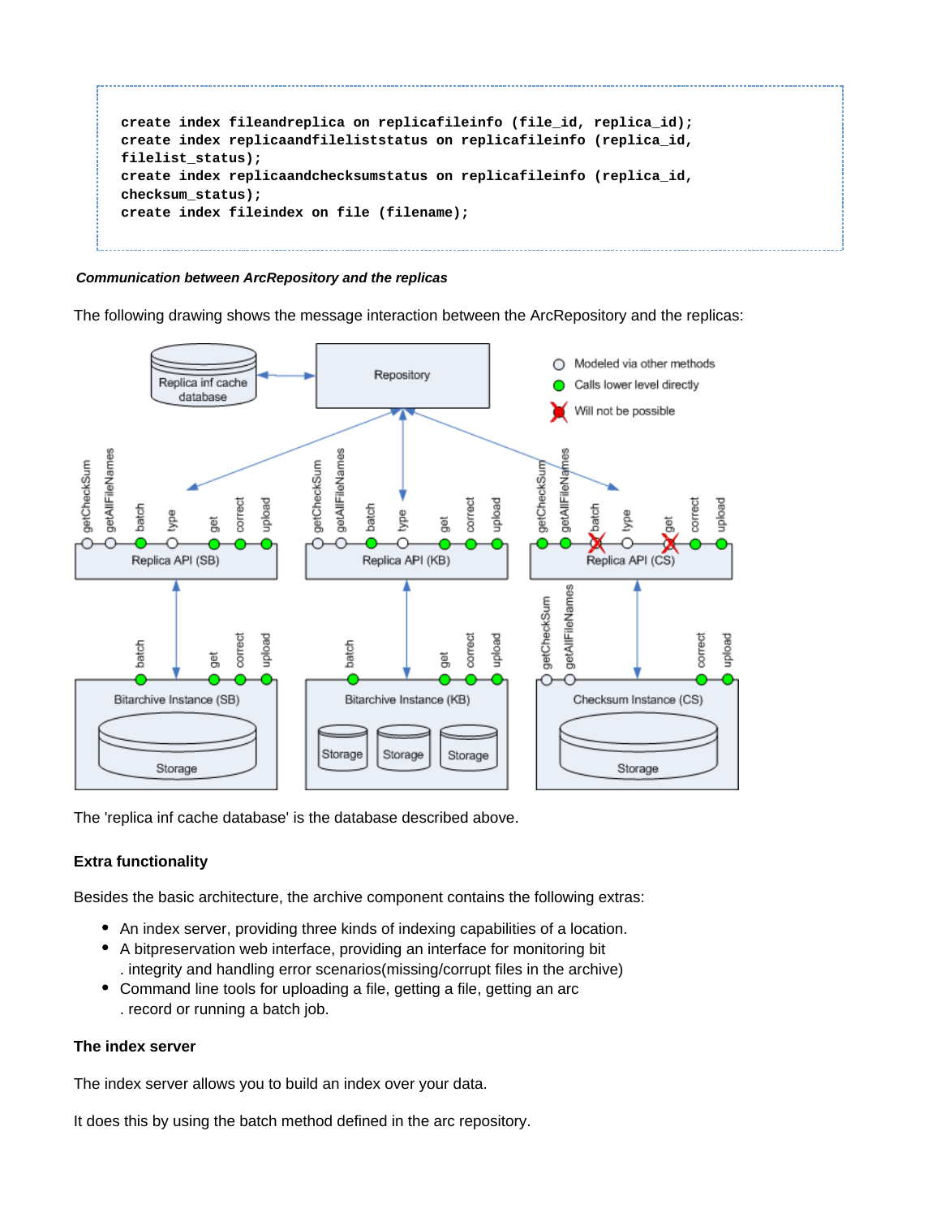```
create index fileandreplica on replicafileinfo (file_id, replica_id);
create index replicaandfileliststatus on replicafileinfo (replica_id,
filelist_status);
create index replicaandchecksumstatus on replicafileinfo (replica_id,
checksum_status);
create index fileindex on file (filename);
```

***Communication between ArcRepository and the replicas***

The following drawing shows the message interaction between the ArcRepository and the replicas:

The 'replica inf cache database' is the database described above.

### Extra functionality

Besides the basic architecture, the archive component contains the following extras:

- An index server, providing three kinds of indexing capabilities of a location.
- A bitpreservation web interface, providing an interface for monitoring bit
  . integrity and handling error scenarios(missing/corrupt files in the archive)
- Command line tools for uploading a file, getting a file, getting an arc
  . record or running a batch job.

### The index server

The index server allows you to build an index over your data.

It does this by using the batch method defined in the arc repository.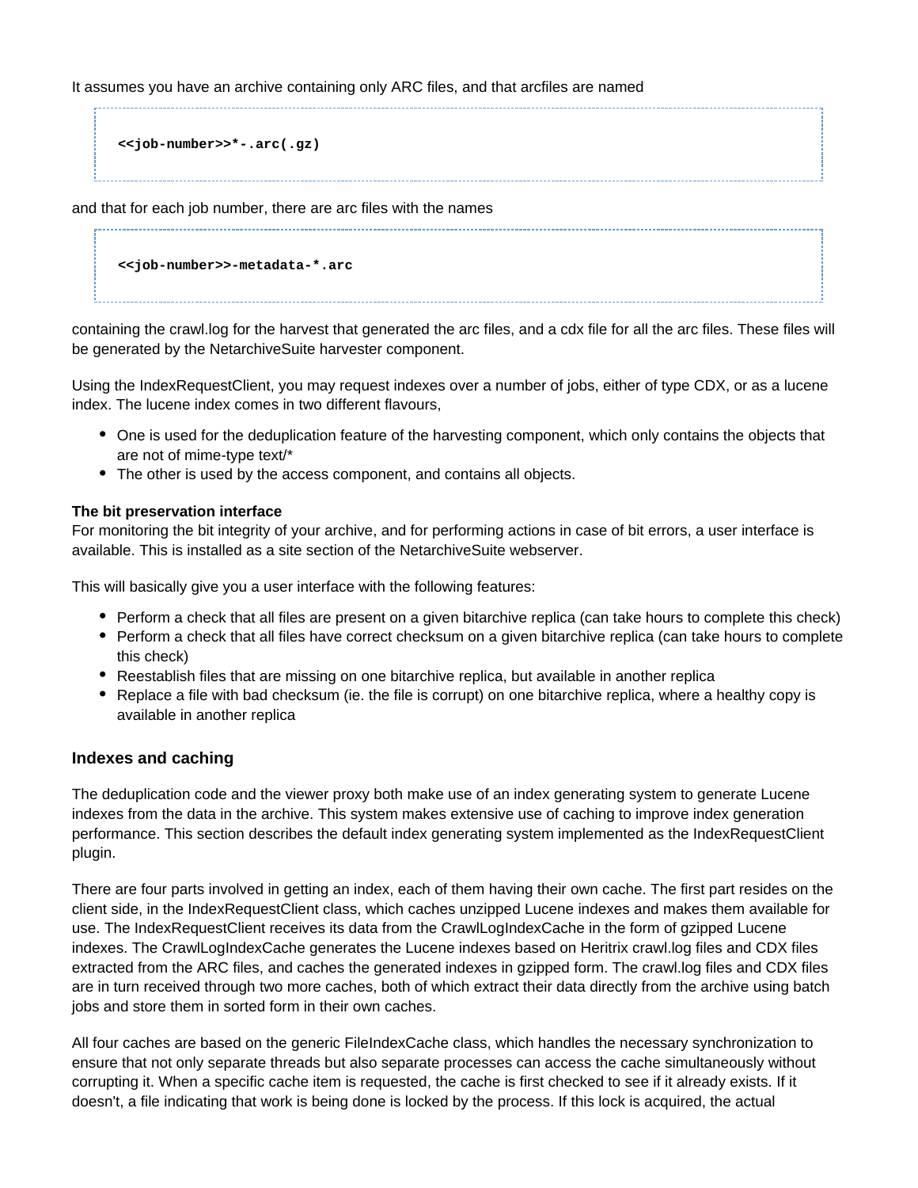It assumes you have an archive containing only ARC files, and that arcfiles are named

```
<<job-number>>*-.arc(.gz)
```

and that for each job number, there are arc files with the names

```
<<job-number>>-metadata-*.arc
```

containing the crawl.log for the harvest that generated the arc files, and a cdx file for all the arc files. These files will be generated by the NetarchiveSuite harvester component.

Using the IndexRequestClient, you may request indexes over a number of jobs, either of type CDX, or as a lucene index. The lucene index comes in two different flavours,

- One is used for the deduplication feature of the harvesting component, which only contains the objects that are not of mime-type text/*
- The other is used by the access component, and contains all objects.

**The bit preservation interface**
For monitoring the bit integrity of your archive, and for performing actions in case of bit errors, a user interface is available. This is installed as a site section of the NetarchiveSuite webserver.

This will basically give you a user interface with the following features:

- Perform a check that all files are present on a given bitarchive replica (can take hours to complete this check)
- Perform a check that all files have correct checksum on a given bitarchive replica (can take hours to complete this check)
- Reestablish files that are missing on one bitarchive replica, but available in another replica
- Replace a file with bad checksum (ie. the file is corrupt) on one bitarchive replica, where a healthy copy is available in another replica

### Indexes and caching

The deduplication code and the viewer proxy both make use of an index generating system to generate Lucene indexes from the data in the archive. This system makes extensive use of caching to improve index generation performance. This section describes the default index generating system implemented as the IndexRequestClient plugin.

There are four parts involved in getting an index, each of them having their own cache. The first part resides on the client side, in the IndexRequestClient class, which caches unzipped Lucene indexes and makes them available for use. The IndexRequestClient receives its data from the CrawlLogIndexCache in the form of gzipped Lucene indexes. The CrawlLogIndexCache generates the Lucene indexes based on Heritrix crawl.log files and CDX files extracted from the ARC files, and caches the generated indexes in gzipped form. The crawl.log files and CDX files are in turn received through two more caches, both of which extract their data directly from the archive using batch jobs and store them in sorted form in their own caches.

All four caches are based on the generic FileIndexCache class, which handles the necessary synchronization to ensure that not only separate threads but also separate processes can access the cache simultaneously without corrupting it. When a specific cache item is requested, the cache is first checked to see if it already exists. If it doesn't, a file indicating that work is being done is locked by the process. If this lock is acquired, the actual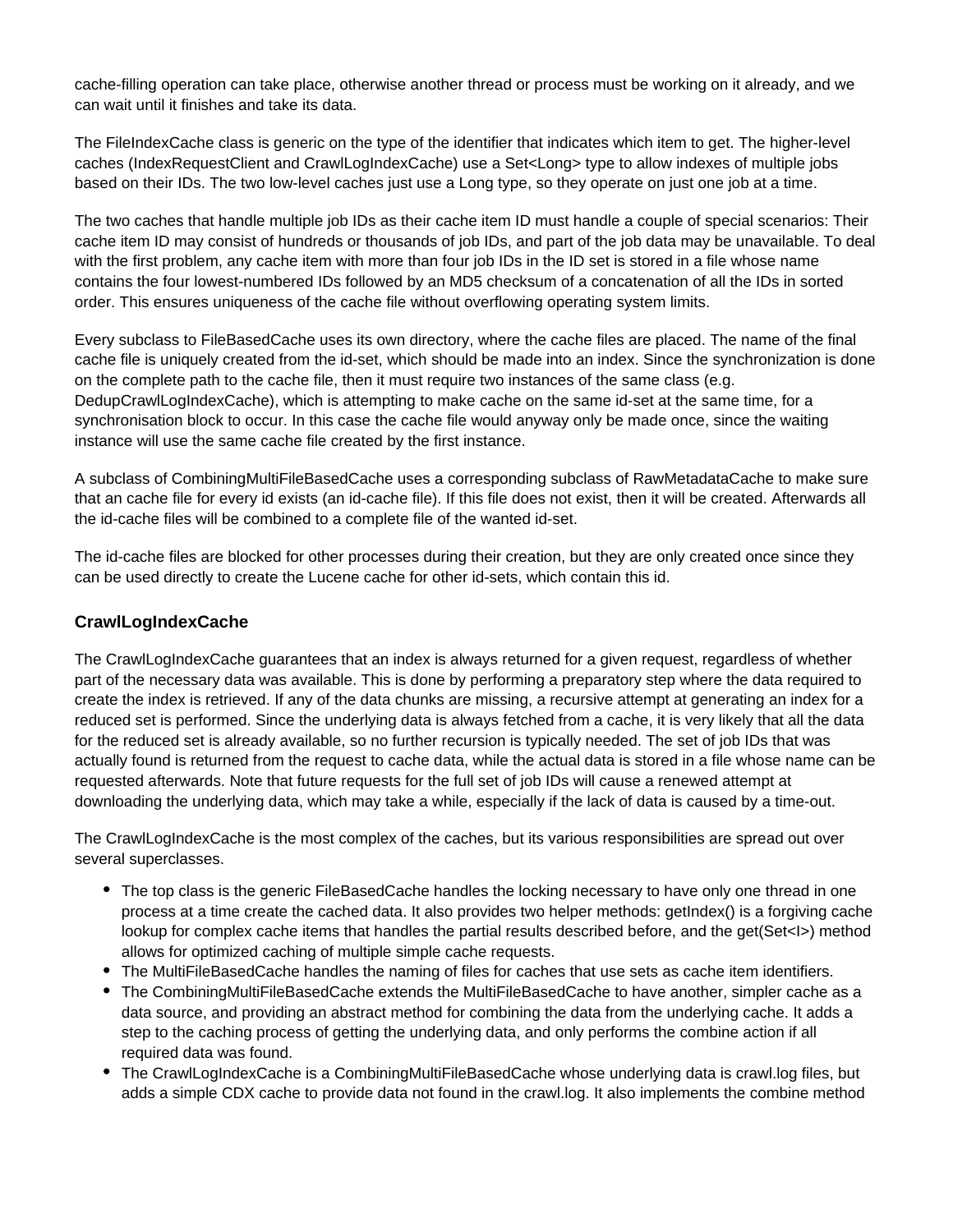cache-filling operation can take place, otherwise another thread or process must be working on it already, and we can wait until it finishes and take its data.

The FileIndexCache class is generic on the type of the identifier that indicates which item to get. The higher-level caches (IndexRequestClient and CrawlLogIndexCache) use a Set<Long> type to allow indexes of multiple jobs based on their IDs. The two low-level caches just use a Long type, so they operate on just one job at a time.

The two caches that handle multiple job IDs as their cache item ID must handle a couple of special scenarios: Their cache item ID may consist of hundreds or thousands of job IDs, and part of the job data may be unavailable. To deal with the first problem, any cache item with more than four job IDs in the ID set is stored in a file whose name contains the four lowest-numbered IDs followed by an MD5 checksum of a concatenation of all the IDs in sorted order. This ensures uniqueness of the cache file without overflowing operating system limits.

Every subclass to FileBasedCache uses its own directory, where the cache files are placed. The name of the final cache file is uniquely created from the id-set, which should be made into an index. Since the synchronization is done on the complete path to the cache file, then it must require two instances of the same class (e.g. DedupCrawlLogIndexCache), which is attempting to make cache on the same id-set at the same time, for a synchronisation block to occur. In this case the cache file would anyway only be made once, since the waiting instance will use the same cache file created by the first instance.

A subclass of CombiningMultiFileBasedCache uses a corresponding subclass of RawMetadataCache to make sure that an cache file for every id exists (an id-cache file). If this file does not exist, then it will be created. Afterwards all the id-cache files will be combined to a complete file of the wanted id-set.

The id-cache files are blocked for other processes during their creation, but they are only created once since they can be used directly to create the Lucene cache for other id-sets, which contain this id.

### CrawlLogIndexCache

The CrawlLogIndexCache guarantees that an index is always returned for a given request, regardless of whether part of the necessary data was available. This is done by performing a preparatory step where the data required to create the index is retrieved. If any of the data chunks are missing, a recursive attempt at generating an index for a reduced set is performed. Since the underlying data is always fetched from a cache, it is very likely that all the data for the reduced set is already available, so no further recursion is typically needed. The set of job IDs that was actually found is returned from the request to cache data, while the actual data is stored in a file whose name can be requested afterwards. Note that future requests for the full set of job IDs will cause a renewed attempt at downloading the underlying data, which may take a while, especially if the lack of data is caused by a time-out.

The CrawlLogIndexCache is the most complex of the caches, but its various responsibilities are spread out over several superclasses.

- The top class is the generic FileBasedCache handles the locking necessary to have only one thread in one process at a time create the cached data. It also provides two helper methods: getIndex() is a forgiving cache lookup for complex cache items that handles the partial results described before, and the get(Set<I>) method allows for optimized caching of multiple simple cache requests.
- The MultiFileBasedCache handles the naming of files for caches that use sets as cache item identifiers.
- The CombiningMultiFileBasedCache extends the MultiFileBasedCache to have another, simpler cache as a data source, and providing an abstract method for combining the data from the underlying cache. It adds a step to the caching process of getting the underlying data, and only performs the combine action if all required data was found.
- The CrawlLogIndexCache is a CombiningMultiFileBasedCache whose underlying data is crawl.log files, but adds a simple CDX cache to provide data not found in the crawl.log. It also implements the combine method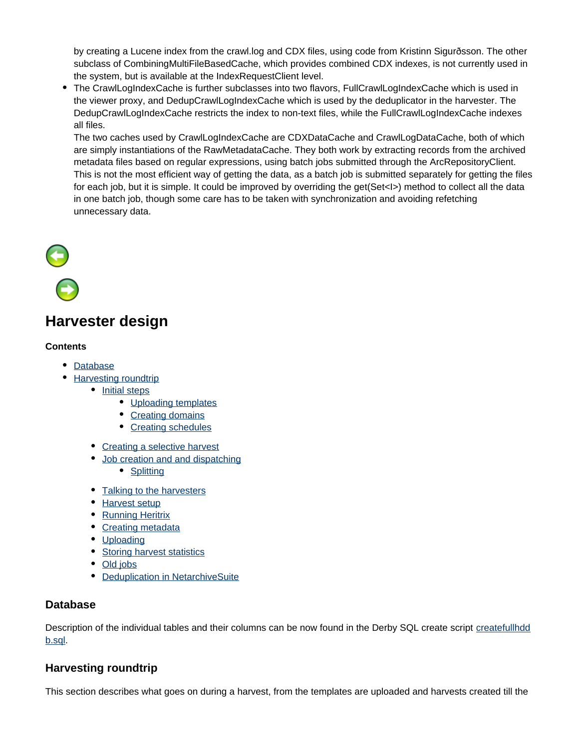by creating a Lucene index from the crawl.log and CDX files, using code from Kristinn Sigurðsson. The other subclass of CombiningMultiFileBasedCache, which provides combined CDX indexes, is not currently used in the system, but is available at the IndexRequestClient level.

- The CrawlLogIndexCache is further subclasses into two flavors, FullCrawlLogIndexCache which is used in the viewer proxy, and DedupCrawlLogIndexCache which is used by the deduplicator in the harvester. The DedupCrawlLogIndexCache restricts the index to non-text files, while the FullCrawlLogIndexCache indexes all files.
  The two caches used by CrawlLogIndexCache are CDXDataCache and CrawlLogDataCache, both of which are simply instantiations of the RawMetadataCache. They both work by extracting records from the archived metadata files based on regular expressions, using batch jobs submitted through the ArcRepositoryClient. This is not the most efficient way of getting the data, as a batch job is submitted separately for getting the files for each job, but it is simple. It could be improved by overriding the get(Set<I>) method to collect all the data in one batch job, though some care has to be taken with synchronization and avoiding refetching unnecessary data.

# Harvester design

**Contents**

- Database
- Harvesting roundtrip
  - Initial steps
    - Uploading templates
    - Creating domains
    - Creating schedules
  - Creating a selective harvest
  - Job creation and and dispatching
    - Splitting
  - Talking to the harvesters
  - Harvest setup
  - Running Heritrix
  - Creating metadata
  - Uploading
  - Storing harvest statistics
  - Old jobs
  - Deduplication in NetarchiveSuite

## Database

Description of the individual tables and their columns can be now found in the Derby SQL create script createfullhddb.sql.

## Harvesting roundtrip

This section describes what goes on during a harvest, from the templates are uploaded and harvests created till the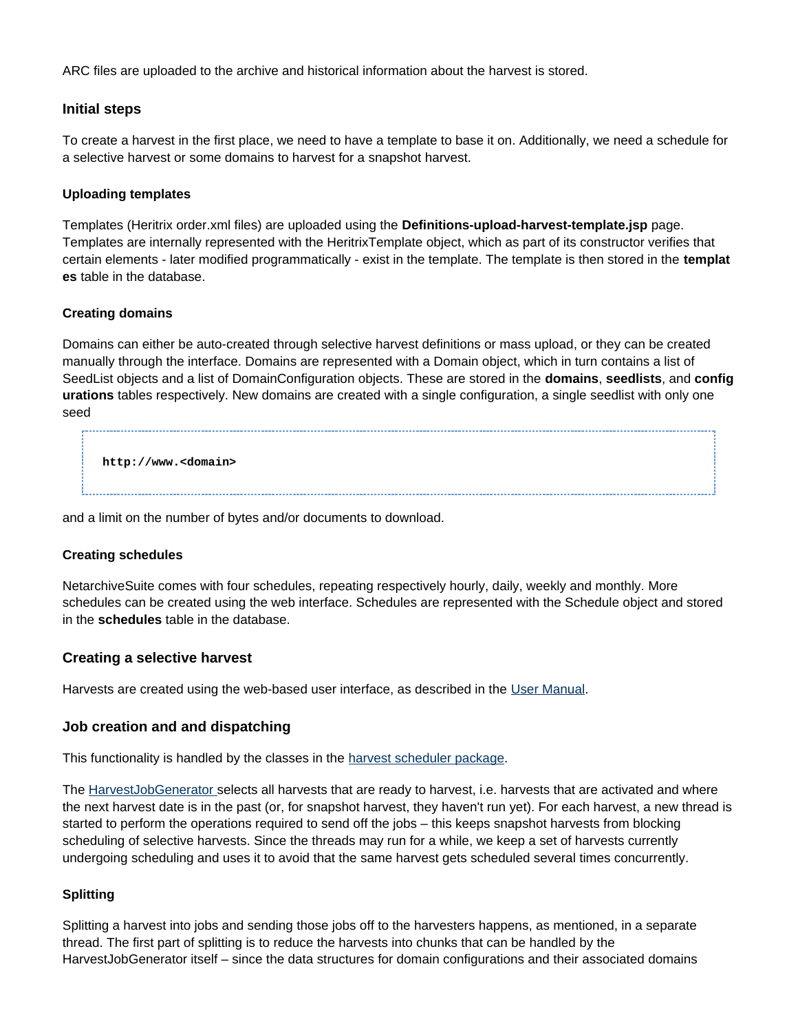ARC files are uploaded to the archive and historical information about the harvest is stored.

## Initial steps

To create a harvest in the first place, we need to have a template to base it on. Additionally, we need a schedule for a selective harvest or some domains to harvest for a snapshot harvest.

### Uploading templates

Templates (Heritrix order.xml files) are uploaded using the **Definitions-upload-harvest-template.jsp** page. Templates are internally represented with the HeritrixTemplate object, which as part of its constructor verifies that certain elements - later modified programmatically - exist in the template. The template is then stored in the **templates** table in the database.

### Creating domains

Domains can either be auto-created through selective harvest definitions or mass upload, or they can be created manually through the interface. Domains are represented with a Domain object, which in turn contains a list of SeedList objects and a list of DomainConfiguration objects. These are stored in the **domains**, **seedlists**, and **configurations** tables respectively. New domains are created with a single configuration, a single seedlist with only one seed

```
http://www.<domain>
```

and a limit on the number of bytes and/or documents to download.

### Creating schedules

NetarchiveSuite comes with four schedules, repeating respectively hourly, daily, weekly and monthly. More schedules can be created using the web interface. Schedules are represented with the Schedule object and stored in the **schedules** table in the database.

## Creating a selective harvest

Harvests are created using the web-based user interface, as described in the User Manual.

## Job creation and and dispatching

This functionality is handled by the classes in the harvest scheduler package.

The HarvestJobGenerator selects all harvests that are ready to harvest, i.e. harvests that are activated and where the next harvest date is in the past (or, for snapshot harvest, they haven't run yet). For each harvest, a new thread is started to perform the operations required to send off the jobs – this keeps snapshot harvests from blocking scheduling of selective harvests. Since the threads may run for a while, we keep a set of harvests currently undergoing scheduling and uses it to avoid that the same harvest gets scheduled several times concurrently.

### Splitting

Splitting a harvest into jobs and sending those jobs off to the harvesters happens, as mentioned, in a separate thread. The first part of splitting is to reduce the harvests into chunks that can be handled by the HarvestJobGenerator itself – since the data structures for domain configurations and their associated domains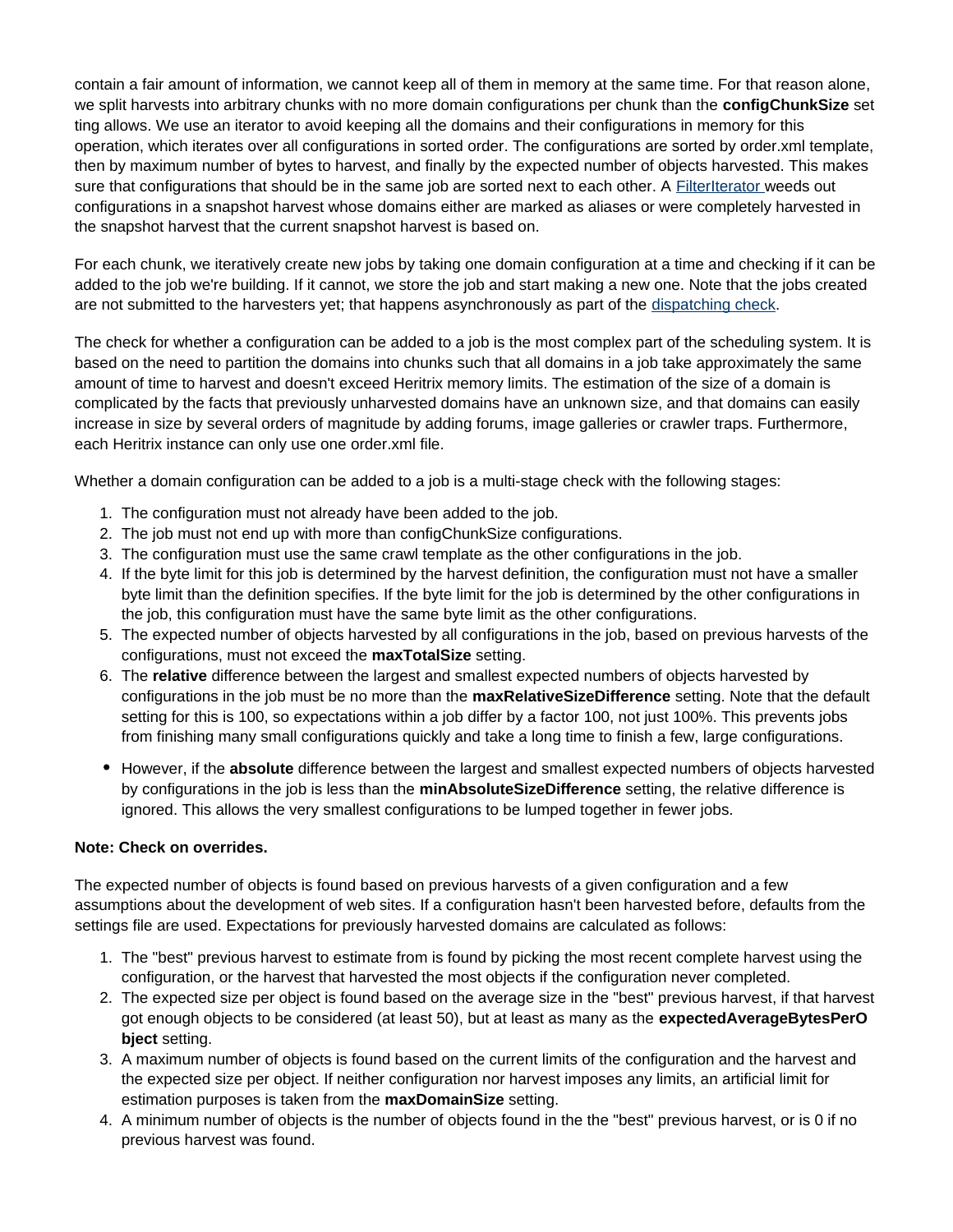contain a fair amount of information, we cannot keep all of them in memory at the same time. For that reason alone, we split harvests into arbitrary chunks with no more domain configurations per chunk than the **configChunkSize** setting allows. We use an iterator to avoid keeping all the domains and their configurations in memory for this operation, which iterates over all configurations in sorted order. The configurations are sorted by order.xml template, then by maximum number of bytes to harvest, and finally by the expected number of objects harvested. This makes sure that configurations that should be in the same job are sorted next to each other. A FilterIterator weeds out configurations in a snapshot harvest whose domains either are marked as aliases or were completely harvested in the snapshot harvest that the current snapshot harvest is based on.

For each chunk, we iteratively create new jobs by taking one domain configuration at a time and checking if it can be added to the job we're building. If it cannot, we store the job and start making a new one. Note that the jobs created are not submitted to the harvesters yet; that happens asynchronously as part of the dispatching check.

The check for whether a configuration can be added to a job is the most complex part of the scheduling system. It is based on the need to partition the domains into chunks such that all domains in a job take approximately the same amount of time to harvest and doesn't exceed Heritrix memory limits. The estimation of the size of a domain is complicated by the facts that previously unharvested domains have an unknown size, and that domains can easily increase in size by several orders of magnitude by adding forums, image galleries or crawler traps. Furthermore, each Heritrix instance can only use one order.xml file.

Whether a domain configuration can be added to a job is a multi-stage check with the following stages:

1. The configuration must not already have been added to the job.
2. The job must not end up with more than configChunkSize configurations.
3. The configuration must use the same crawl template as the other configurations in the job.
4. If the byte limit for this job is determined by the harvest definition, the configuration must not have a smaller byte limit than the definition specifies. If the byte limit for the job is determined by the other configurations in the job, this configuration must have the same byte limit as the other configurations.
5. The expected number of objects harvested by all configurations in the job, based on previous harvests of the configurations, must not exceed the **maxTotalSize** setting.
6. The **relative** difference between the largest and smallest expected numbers of objects harvested by configurations in the job must be no more than the **maxRelativeSizeDifference** setting. Note that the default setting for this is 100, so expectations within a job differ by a factor 100, not just 100%. This prevents jobs from finishing many small configurations quickly and take a long time to finish a few, large configurations.

- However, if the **absolute** difference between the largest and smallest expected numbers of objects harvested by configurations in the job is less than the **minAbsoluteSizeDifference** setting, the relative difference is ignored. This allows the very smallest configurations to be lumped together in fewer jobs.

**Note: Check on overrides.**

The expected number of objects is found based on previous harvests of a given configuration and a few assumptions about the development of web sites. If a configuration hasn't been harvested before, defaults from the settings file are used. Expectations for previously harvested domains are calculated as follows:

1. The "best" previous harvest to estimate from is found by picking the most recent complete harvest using the configuration, or the harvest that harvested the most objects if the configuration never completed.
2. The expected size per object is found based on the average size in the "best" previous harvest, if that harvest got enough objects to be considered (at least 50), but at least as many as the **expectedAverageBytesPerObject** setting.
3. A maximum number of objects is found based on the current limits of the configuration and the harvest and the expected size per object. If neither configuration nor harvest imposes any limits, an artificial limit for estimation purposes is taken from the **maxDomainSize** setting.
4. A minimum number of objects is the number of objects found in the the "best" previous harvest, or is 0 if no previous harvest was found.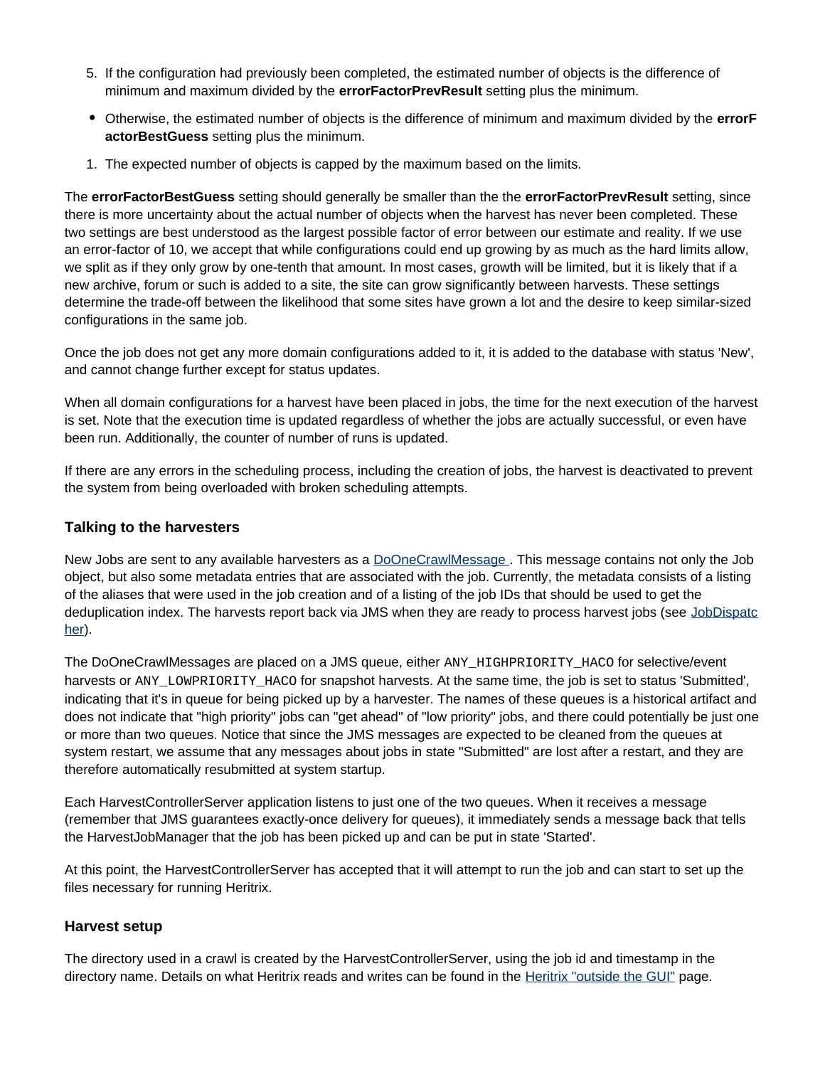5. If the configuration had previously been completed, the estimated number of objects is the difference of minimum and maximum divided by the **errorFactorPrevResult** setting plus the minimum.

- Otherwise, the estimated number of objects is the difference of minimum and maximum divided by the **errorFactorBestGuess** setting plus the minimum.

1. The expected number of objects is capped by the maximum based on the limits.

The **errorFactorBestGuess** setting should generally be smaller than the the **errorFactorPrevResult** setting, since there is more uncertainty about the actual number of objects when the harvest has never been completed. These two settings are best understood as the largest possible factor of error between our estimate and reality. If we use an error-factor of 10, we accept that while configurations could end up growing by as much as the hard limits allow, we split as if they only grow by one-tenth that amount. In most cases, growth will be limited, but it is likely that if a new archive, forum or such is added to a site, the site can grow significantly between harvests. These settings determine the trade-off between the likelihood that some sites have grown a lot and the desire to keep similar-sized configurations in the same job.

Once the job does not get any more domain configurations added to it, it is added to the database with status 'New', and cannot change further except for status updates.

When all domain configurations for a harvest have been placed in jobs, the time for the next execution of the harvest is set. Note that the execution time is updated regardless of whether the jobs are actually successful, or even have been run. Additionally, the counter of number of runs is updated.

If there are any errors in the scheduling process, including the creation of jobs, the harvest is deactivated to prevent the system from being overloaded with broken scheduling attempts.

### Talking to the harvesters

New Jobs are sent to any available harvesters as a DoOneCrawlMessage . This message contains not only the Job object, but also some metadata entries that are associated with the job. Currently, the metadata consists of a listing of the aliases that were used in the job creation and of a listing of the job IDs that should be used to get the deduplication index. The harvests report back via JMS when they are ready to process harvest jobs (see JobDispatcher).

The DoOneCrawlMessages are placed on a JMS queue, either `ANY_HIGHPRIORITY_HACO` for selective/event harvests or `ANY_LOWPRIORITY_HACO` for snapshot harvests. At the same time, the job is set to status 'Submitted', indicating that it's in queue for being picked up by a harvester. The names of these queues is a historical artifact and does not indicate that "high priority" jobs can "get ahead" of "low priority" jobs, and there could potentially be just one or more than two queues. Notice that since the JMS messages are expected to be cleaned from the queues at system restart, we assume that any messages about jobs in state "Submitted" are lost after a restart, and they are therefore automatically resubmitted at system startup.

Each HarvestControllerServer application listens to just one of the two queues. When it receives a message (remember that JMS guarantees exactly-once delivery for queues), it immediately sends a message back that tells the HarvestJobManager that the job has been picked up and can be put in state 'Started'.

At this point, the HarvestControllerServer has accepted that it will attempt to run the job and can start to set up the files necessary for running Heritrix.

### Harvest setup

The directory used in a crawl is created by the HarvestControllerServer, using the job id and timestamp in the directory name. Details on what Heritrix reads and writes can be found in the Heritrix "outside the GUI" page.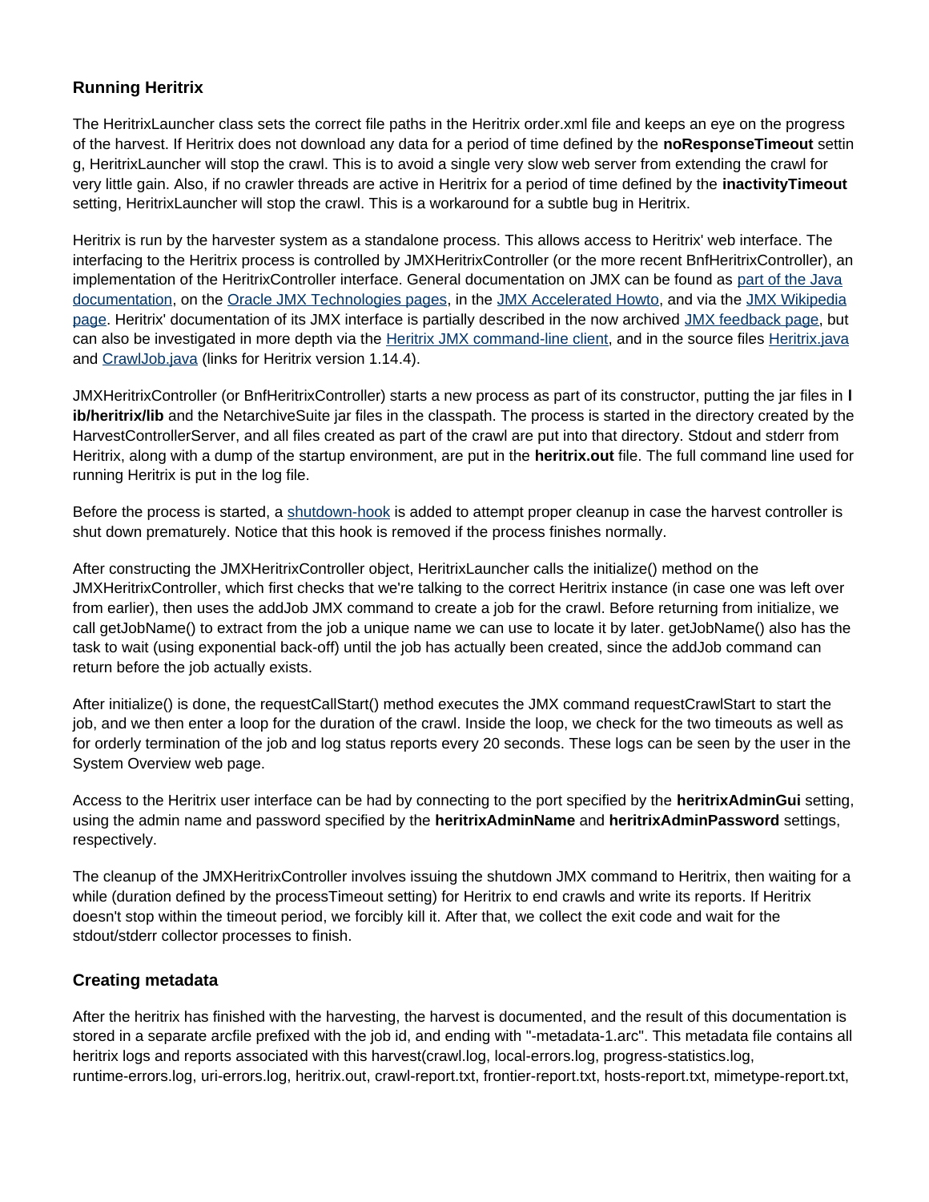### Running Heritrix

The HeritrixLauncher class sets the correct file paths in the Heritrix order.xml file and keeps an eye on the progress of the harvest. If Heritrix does not download any data for a period of time defined by the **noResponseTimeout** setting, HeritrixLauncher will stop the crawl. This is to avoid a single very slow web server from extending the crawl for very little gain. Also, if no crawler threads are active in Heritrix for a period of time defined by the **inactivityTimeout** setting, HeritrixLauncher will stop the crawl. This is a workaround for a subtle bug in Heritrix.

Heritrix is run by the harvester system as a standalone process. This allows access to Heritrix' web interface. The interfacing to the Heritrix process is controlled by JMXHeritrixController (or the more recent BnfHeritrixController), an implementation of the HeritrixController interface. General documentation on JMX can be found as part of the Java documentation, on the Oracle JMX Technologies pages, in the JMX Accelerated Howto, and via the JMX Wikipedia page. Heritrix' documentation of its JMX interface is partially described in the now archived JMX feedback page, but can also be investigated in more depth via the Heritrix JMX command-line client, and in the source files Heritrix.java and CrawlJob.java (links for Heritrix version 1.14.4).

JMXHeritrixController (or BnfHeritrixController) starts a new process as part of its constructor, putting the jar files in **lib/heritrix/lib** and the NetarchiveSuite jar files in the classpath. The process is started in the directory created by the HarvestControllerServer, and all files created as part of the crawl are put into that directory. Stdout and stderr from Heritrix, along with a dump of the startup environment, are put in the **heritrix.out** file. The full command line used for running Heritrix is put in the log file.

Before the process is started, a shutdown-hook is added to attempt proper cleanup in case the harvest controller is shut down prematurely. Notice that this hook is removed if the process finishes normally.

After constructing the JMXHeritrixController object, HeritrixLauncher calls the initialize() method on the JMXHeritrixController, which first checks that we're talking to the correct Heritrix instance (in case one was left over from earlier), then uses the addJob JMX command to create a job for the crawl. Before returning from initialize, we call getJobName() to extract from the job a unique name we can use to locate it by later. getJobName() also has the task to wait (using exponential back-off) until the job has actually been created, since the addJob command can return before the job actually exists.

After initialize() is done, the requestCallStart() method executes the JMX command requestCrawlStart to start the job, and we then enter a loop for the duration of the crawl. Inside the loop, we check for the two timeouts as well as for orderly termination of the job and log status reports every 20 seconds. These logs can be seen by the user in the System Overview web page.

Access to the Heritrix user interface can be had by connecting to the port specified by the **heritrixAdminGui** setting, using the admin name and password specified by the **heritrixAdminName** and **heritrixAdminPassword** settings, respectively.

The cleanup of the JMXHeritrixController involves issuing the shutdown JMX command to Heritrix, then waiting for a while (duration defined by the processTimeout setting) for Heritrix to end crawls and write its reports. If Heritrix doesn't stop within the timeout period, we forcibly kill it. After that, we collect the exit code and wait for the stdout/stderr collector processes to finish.

### Creating metadata

After the heritrix has finished with the harvesting, the harvest is documented, and the result of this documentation is stored in a separate arcfile prefixed with the job id, and ending with "-metadata-1.arc". This metadata file contains all heritrix logs and reports associated with this harvest(crawl.log, local-errors.log, progress-statistics.log, runtime-errors.log, uri-errors.log, heritrix.out, crawl-report.txt, frontier-report.txt, hosts-report.txt, mimetype-report.txt,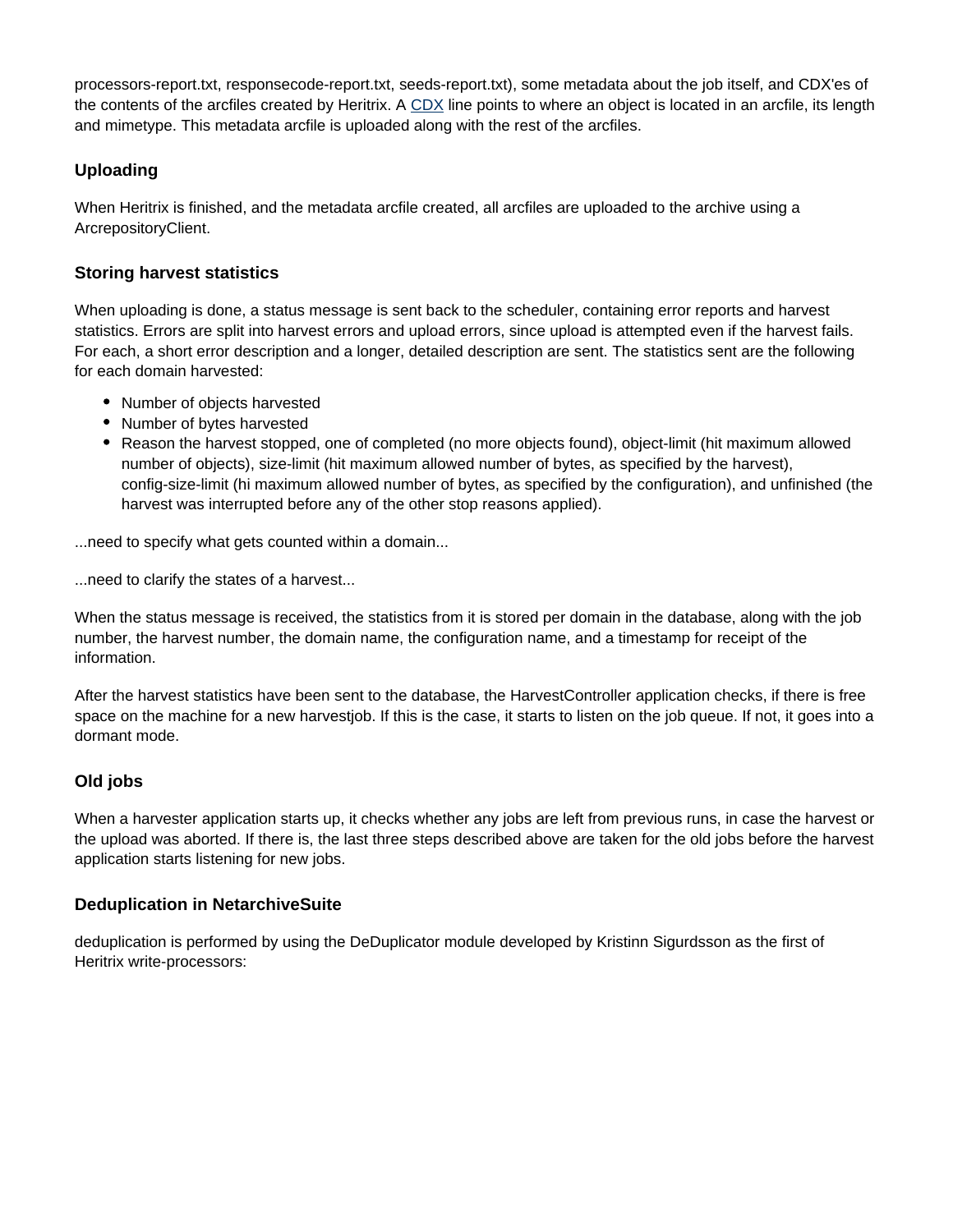processors-report.txt, responsecode-report.txt, seeds-report.txt), some metadata about the job itself, and CDX'es of the contents of the arcfiles created by Heritrix. A CDX line points to where an object is located in an arcfile, its length and mimetype. This metadata arcfile is uploaded along with the rest of the arcfiles.

### Uploading

When Heritrix is finished, and the metadata arcfile created, all arcfiles are uploaded to the archive using a ArcrepositoryClient.

### Storing harvest statistics

When uploading is done, a status message is sent back to the scheduler, containing error reports and harvest statistics. Errors are split into harvest errors and upload errors, since upload is attempted even if the harvest fails. For each, a short error description and a longer, detailed description are sent. The statistics sent are the following for each domain harvested:

- Number of objects harvested
- Number of bytes harvested
- Reason the harvest stopped, one of completed (no more objects found), object-limit (hit maximum allowed number of objects), size-limit (hit maximum allowed number of bytes, as specified by the harvest), config-size-limit (hi maximum allowed number of bytes, as specified by the configuration), and unfinished (the harvest was interrupted before any of the other stop reasons applied).

...need to specify what gets counted within a domain...

...need to clarify the states of a harvest...

When the status message is received, the statistics from it is stored per domain in the database, along with the job number, the harvest number, the domain name, the configuration name, and a timestamp for receipt of the information.

After the harvest statistics have been sent to the database, the HarvestController application checks, if there is free space on the machine for a new harvestjob. If this is the case, it starts to listen on the job queue. If not, it goes into a dormant mode.

### Old jobs

When a harvester application starts up, it checks whether any jobs are left from previous runs, in case the harvest or the upload was aborted. If there is, the last three steps described above are taken for the old jobs before the harvest application starts listening for new jobs.

### Deduplication in NetarchiveSuite

deduplication is performed by using the DeDuplicator module developed by Kristinn Sigurdsson as the first of Heritrix write-processors: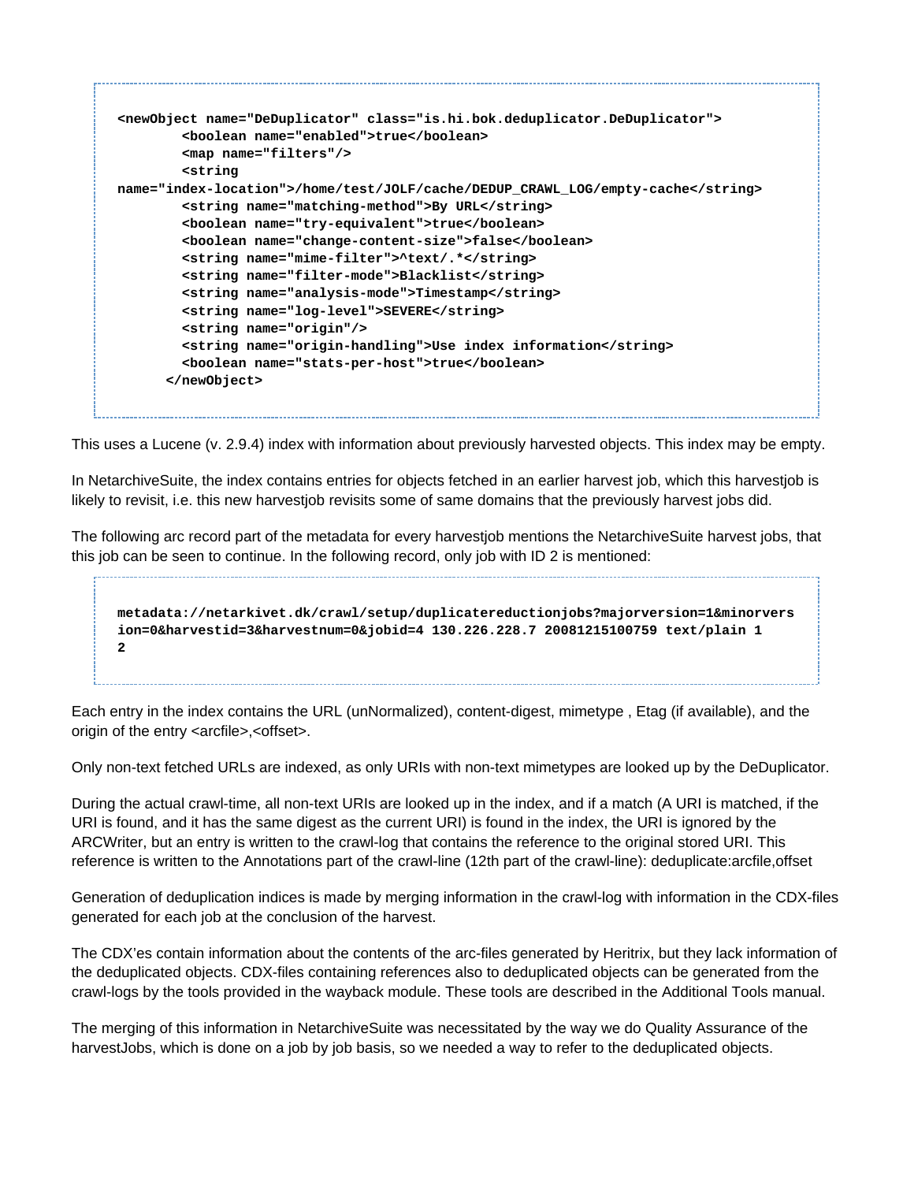```
<newObject name="DeDuplicator" class="is.hi.bok.deduplicator.DeDuplicator">
        <boolean name="enabled">true</boolean>
        <map name="filters"/>
        <string
name="index-location">/home/test/JOLF/cache/DEDUP_CRAWL_LOG/empty-cache</string>
        <string name="matching-method">By URL</string>
        <boolean name="try-equivalent">true</boolean>
        <boolean name="change-content-size">false</boolean>
        <string name="mime-filter">^text/.*</string>
        <string name="filter-mode">Blacklist</string>
        <string name="analysis-mode">Timestamp</string>
        <string name="log-level">SEVERE</string>
        <string name="origin"/>
        <string name="origin-handling">Use index information</string>
        <boolean name="stats-per-host">true</boolean>
      </newObject>
```

This uses a Lucene (v. 2.9.4) index with information about previously harvested objects. This index may be empty.

In NetarchiveSuite, the index contains entries for objects fetched in an earlier harvest job, which this harvestjob is likely to revisit, i.e. this new harvestjob revisits some of same domains that the previously harvest jobs did.

The following arc record part of the metadata for every harvestjob mentions the NetarchiveSuite harvest jobs, that this job can be seen to continue. In the following record, only job with ID 2 is mentioned:

```
metadata://netarkivet.dk/crawl/setup/duplicatereductionjobs?majorversion=1&minorversion=0&harvestid=3&harvestnum=0&jobid=4 130.226.228.7 20081215100759 text/plain 1
2
```

Each entry in the index contains the URL (unNormalized), content-digest, mimetype , Etag (if available), and the origin of the entry <arcfile>,<offset>.

Only non-text fetched URLs are indexed, as only URIs with non-text mimetypes are looked up by the DeDuplicator.

During the actual crawl-time, all non-text URIs are looked up in the index, and if a match (A URI is matched, if the URI is found, and it has the same digest as the current URI) is found in the index, the URI is ignored by the ARCWriter, but an entry is written to the crawl-log that contains the reference to the original stored URI. This reference is written to the Annotations part of the crawl-line (12th part of the crawl-line): deduplicate:arcfile,offset

Generation of deduplication indices is made by merging information in the crawl-log with information in the CDX-files generated for each job at the conclusion of the harvest.

The CDX'es contain information about the contents of the arc-files generated by Heritrix, but they lack information of the deduplicated objects. CDX-files containing references also to deduplicated objects can be generated from the crawl-logs by the tools provided in the wayback module. These tools are described in the Additional Tools manual.

The merging of this information in NetarchiveSuite was necessitated by the way we do Quality Assurance of the harvestJobs, which is done on a job by job basis, so we needed a way to refer to the deduplicated objects.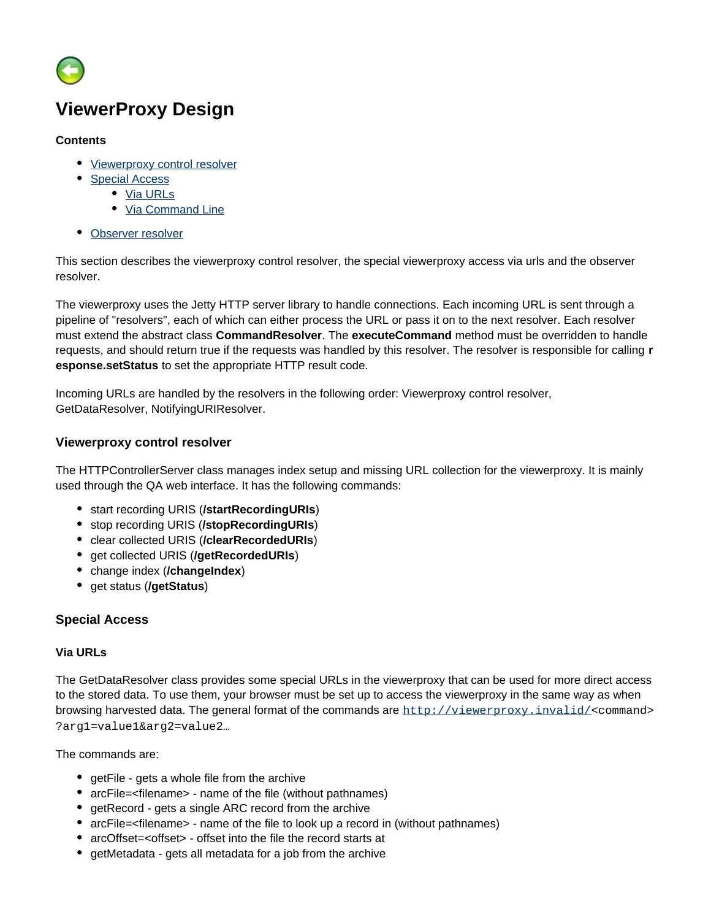# ViewerProxy Design

**Contents**

- Viewerproxy control resolver
- Special Access
  - Via URLs
  - Via Command Line
- Observer resolver

This section describes the viewerproxy control resolver, the special viewerproxy access via urls and the observer resolver.

The viewerproxy uses the Jetty HTTP server library to handle connections. Each incoming URL is sent through a pipeline of "resolvers", each of which can either process the URL or pass it on to the next resolver. Each resolver must extend the abstract class **CommandResolver**. The **executeCommand** method must be overridden to handle requests, and should return true if the requests was handled by this resolver. The resolver is responsible for calling **response.setStatus** to set the appropriate HTTP result code.

Incoming URLs are handled by the resolvers in the following order: Viewerproxy control resolver, GetDataResolver, NotifyingURIResolver.

### Viewerproxy control resolver

The HTTPControllerServer class manages index setup and missing URL collection for the viewerproxy. It is mainly used through the QA web interface. It has the following commands:

- start recording URIS (**/startRecordingURIs**)
- stop recording URIS (**/stopRecordingURIs**)
- clear collected URIS (**/clearRecordedURIs**)
- get collected URIS (**/getRecordedURIs**)
- change index (**/changeIndex**)
- get status (**/getStatus**)

### Special Access

#### Via URLs

The GetDataResolver class provides some special URLs in the viewerproxy that can be used for more direct access to the stored data. To use them, your browser must be set up to access the viewerproxy in the same way as when browsing harvested data. The general format of the commands are `http://viewerproxy.invalid/<command>?arg1=value1&arg2=value2…`

The commands are:

- getFile - gets a whole file from the archive
- arcFile=<filename> - name of the file (without pathnames)
- getRecord - gets a single ARC record from the archive
- arcFile=<filename> - name of the file to look up a record in (without pathnames)
- arcOffset=<offset> - offset into the file the record starts at
- getMetadata - gets all metadata for a job from the archive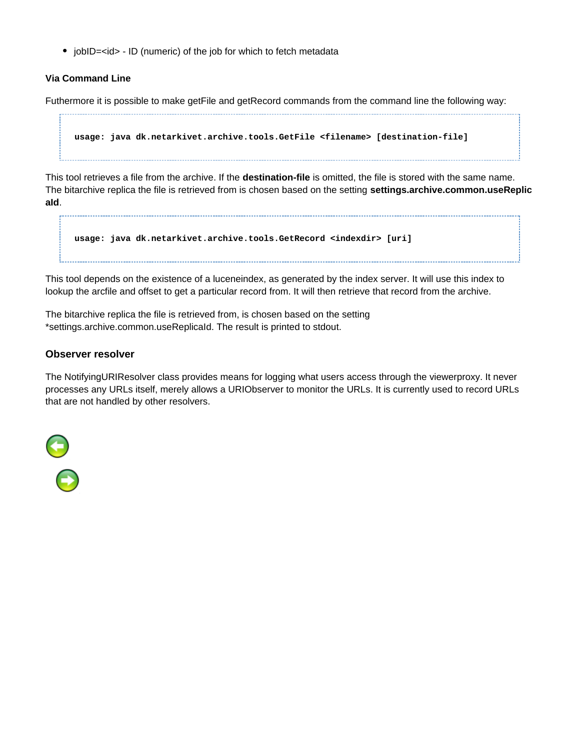- jobID=<id> - ID (numeric) of the job for which to fetch metadata

### Via Command Line

Futhermore it is possible to make getFile and getRecord commands from the command line the following way:

```
usage: java dk.netarkivet.archive.tools.GetFile <filename> [destination-file]
```

This tool retrieves a file from the archive. If the **destination-file** is omitted, the file is stored with the same name. The bitarchive replica the file is retrieved from is chosen based on the setting **settings.archive.common.useReplicaId**.

```
usage: java dk.netarkivet.archive.tools.GetRecord <indexdir> [uri]
```

This tool depends on the existence of a luceneindex, as generated by the index server. It will use this index to lookup the arcfile and offset to get a particular record from. It will then retrieve that record from the archive.

The bitarchive replica the file is retrieved from, is chosen based on the setting *settings.archive.common.useReplicaId. The result is printed to stdout.

## Observer resolver

The NotifyingURIResolver class provides means for logging what users access through the viewerproxy. It never processes any URLs itself, merely allows a URIObserver to monitor the URLs. It is currently used to record URLs that are not handled by other resolvers.